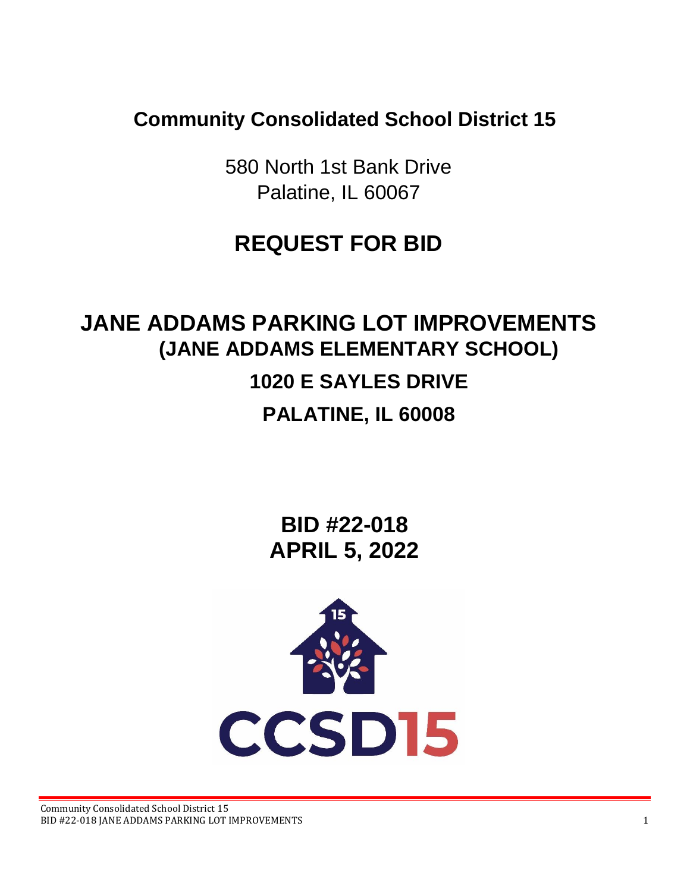# Community Consolidated School District 15

580 North 1st Bank Drive
Palatine, IL 60067

# REQUEST FOR BID

# JANE ADDAMS PARKING LOT IMPROVEMENTS

## (JANE ADDAMS ELEMENTARY SCHOOL)

## 1020 E SAYLES DRIVE

## PALATINE, IL 60008

## BID #22-018
## APRIL 5, 2022

CCSD15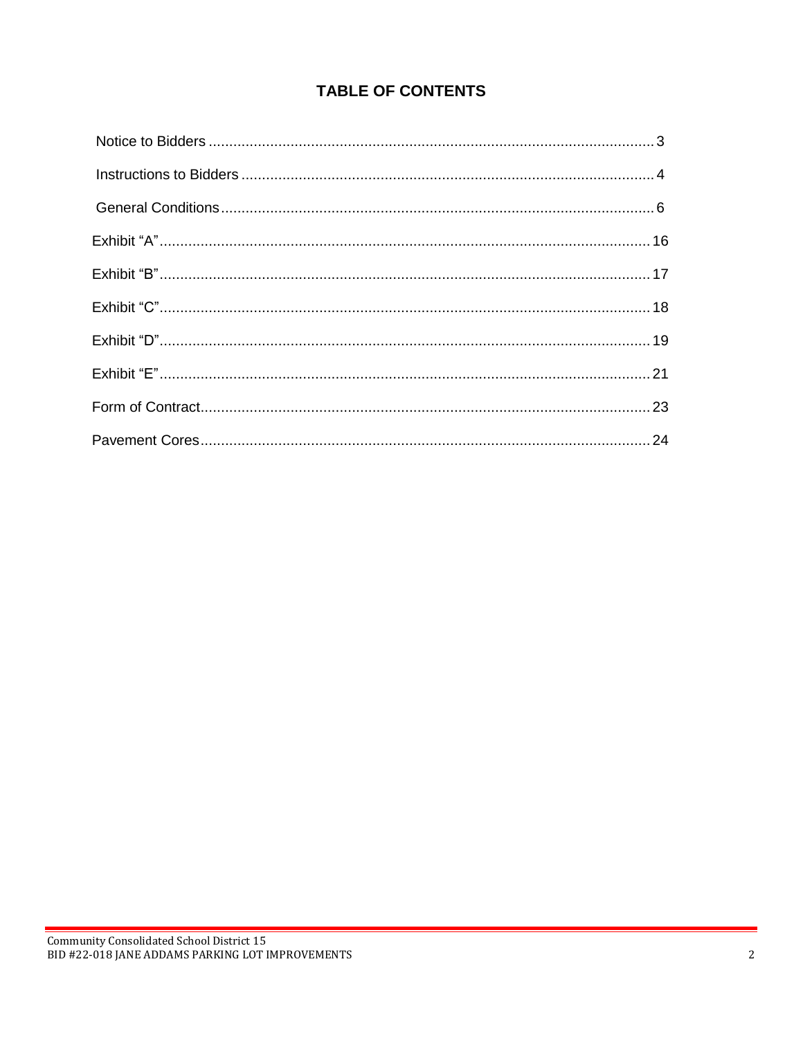# TABLE OF CONTENTS

| | |
|---|---|
| Notice to Bidders | 3 |
| Instructions to Bidders | 4 |
| General Conditions | 6 |
| Exhibit “A” | 16 |
| Exhibit “B” | 17 |
| Exhibit “C” | 18 |
| Exhibit “D” | 19 |
| Exhibit “E” | 21 |
| Form of Contract | 23 |
| Pavement Cores | 24 |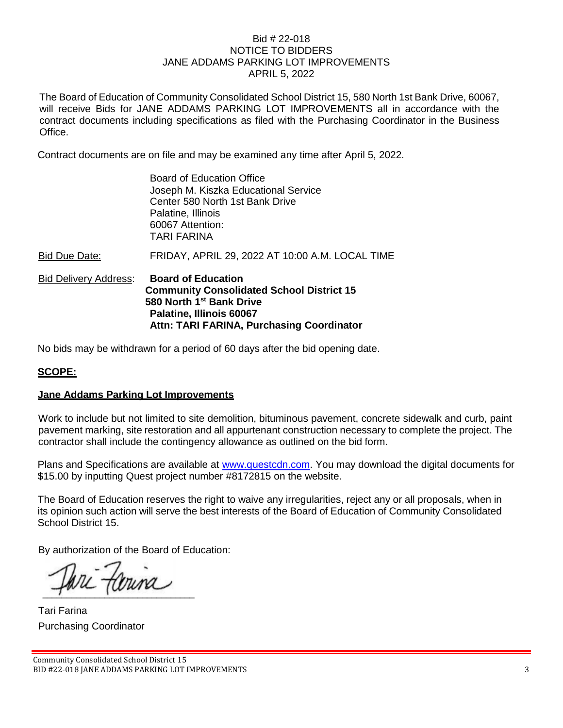Bid # 22-018
NOTICE TO BIDDERS
JANE ADDAMS PARKING LOT IMPROVEMENTS
APRIL 5, 2022

The Board of Education of Community Consolidated School District 15, 580 North 1st Bank Drive, 60067, will receive Bids for JANE ADDAMS PARKING LOT IMPROVEMENTS all in accordance with the contract documents including specifications as filed with the Purchasing Coordinator in the Business Office.

Contract documents are on file and may be examined any time after April 5, 2022.

Board of Education Office
Joseph M. Kiszka Educational Service
Center 580 North 1st Bank Drive
Palatine, Illinois
60067 Attention:
TARI FARINA

Bid Due Date: FRIDAY, APRIL 29, 2022 AT 10:00 A.M. LOCAL TIME

Bid Delivery Address: **Board of Education**
**Community Consolidated School District 15**
**580 North 1st Bank Drive**
**Palatine, Illinois 60067**
**Attn: TARI FARINA, Purchasing Coordinator**

No bids may be withdrawn for a period of 60 days after the bid opening date.

## SCOPE:

### Jane Addams Parking Lot Improvements

Work to include but not limited to site demolition, bituminous pavement, concrete sidewalk and curb, paint pavement marking, site restoration and all appurtenant construction necessary to complete the project. The contractor shall include the contingency allowance as outlined on the bid form.

Plans and Specifications are available at www.questcdn.com. You may download the digital documents for $15.00 by inputting Quest project number #8172815 on the website.

The Board of Education reserves the right to waive any irregularities, reject any or all proposals, when in its opinion such action will serve the best interests of the Board of Education of Community Consolidated School District 15.

By authorization of the Board of Education:

Tari Farina
Purchasing Coordinator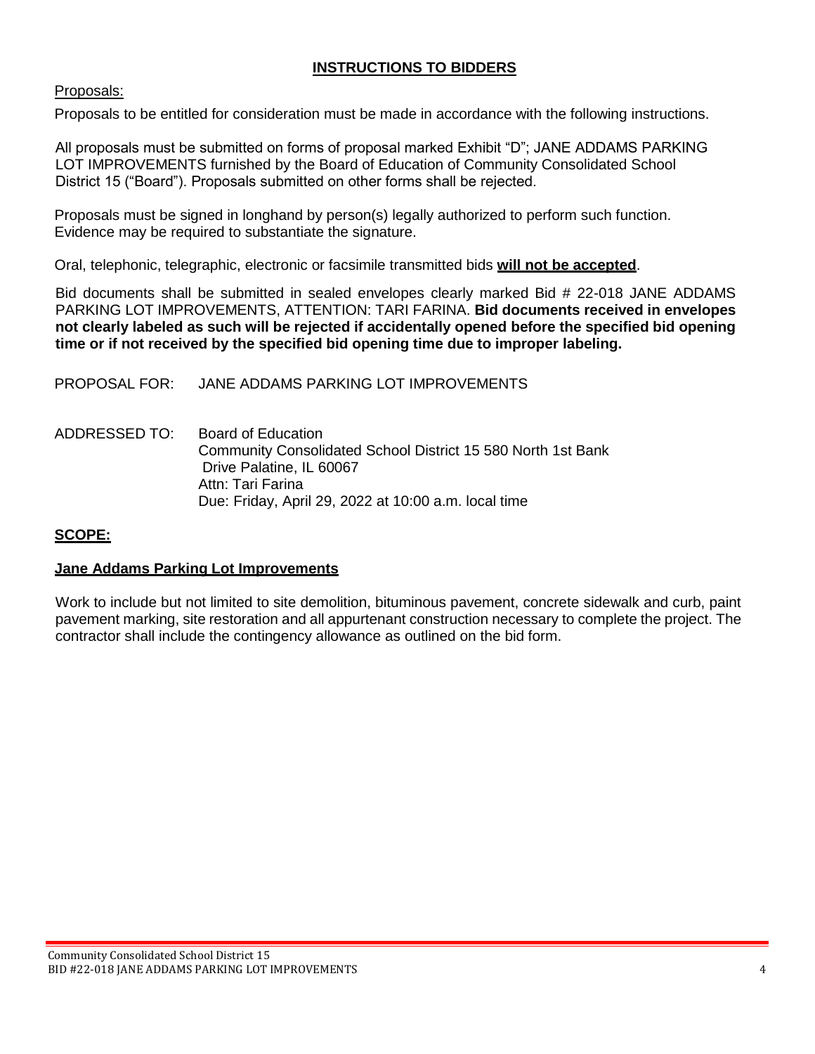## INSTRUCTIONS TO BIDDERS

Proposals:

Proposals to be entitled for consideration must be made in accordance with the following instructions.

All proposals must be submitted on forms of proposal marked Exhibit "D"; JANE ADDAMS PARKING LOT IMPROVEMENTS furnished by the Board of Education of Community Consolidated School District 15 ("Board"). Proposals submitted on other forms shall be rejected.

Proposals must be signed in longhand by person(s) legally authorized to perform such function. Evidence may be required to substantiate the signature.

Oral, telephonic, telegraphic, electronic or facsimile transmitted bids **will not be accepted**.

Bid documents shall be submitted in sealed envelopes clearly marked Bid # 22-018 JANE ADDAMS PARKING LOT IMPROVEMENTS, ATTENTION: TARI FARINA. **Bid documents received in envelopes not clearly labeled as such will be rejected if accidentally opened before the specified bid opening time or if not received by the specified bid opening time due to improper labeling.**

PROPOSAL FOR: JANE ADDAMS PARKING LOT IMPROVEMENTS

ADDRESSED TO: Board of Education
Community Consolidated School District 15 580 North 1st Bank Drive Palatine, IL 60067
Attn: Tari Farina
Due: Friday, April 29, 2022 at 10:00 a.m. local time

### SCOPE:

### Jane Addams Parking Lot Improvements

Work to include but not limited to site demolition, bituminous pavement, concrete sidewalk and curb, paint pavement marking, site restoration and all appurtenant construction necessary to complete the project. The contractor shall include the contingency allowance as outlined on the bid form.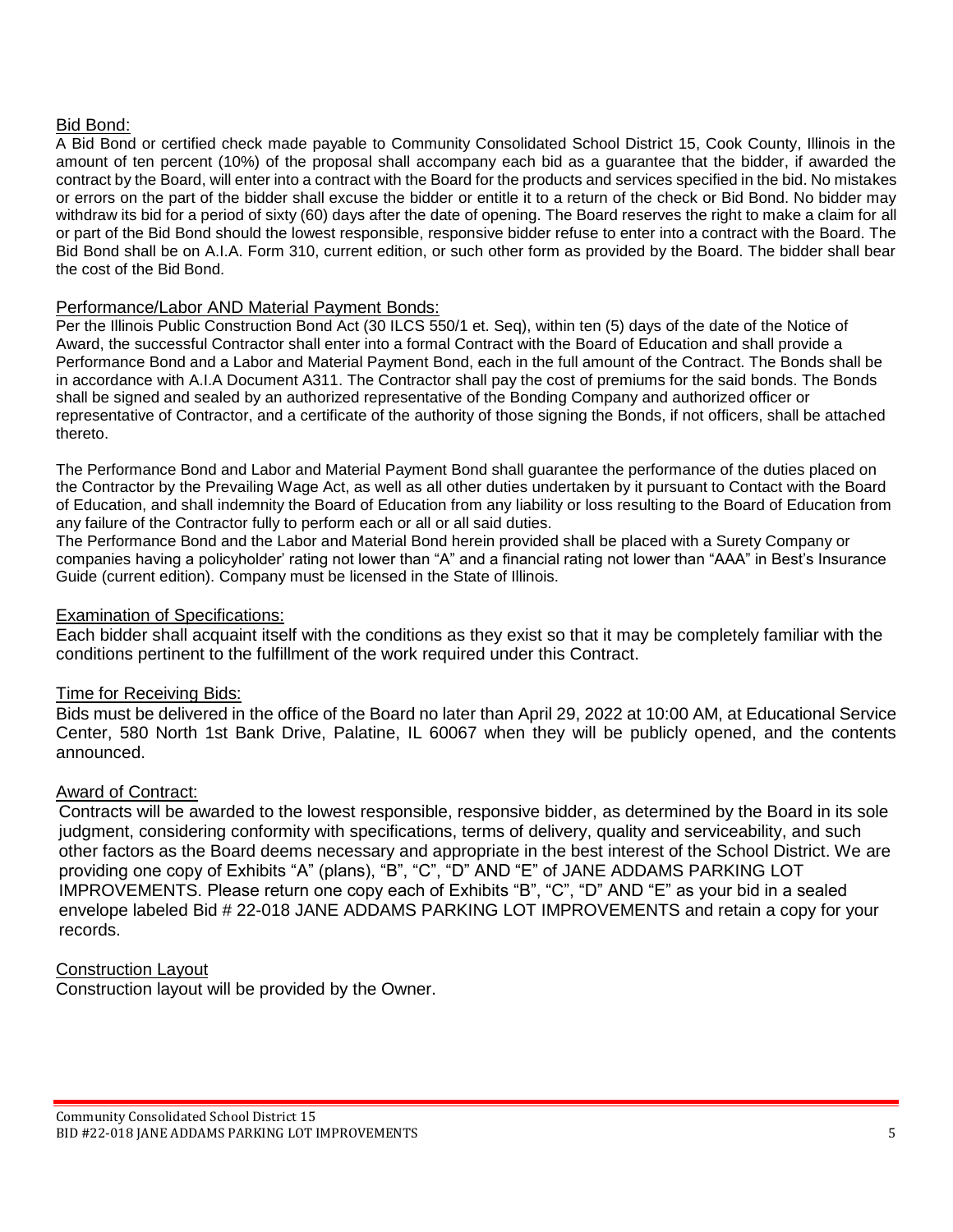## Bid Bond:

A Bid Bond or certified check made payable to Community Consolidated School District 15, Cook County, Illinois in the amount of ten percent (10%) of the proposal shall accompany each bid as a guarantee that the bidder, if awarded the contract by the Board, will enter into a contract with the Board for the products and services specified in the bid. No mistakes or errors on the part of the bidder shall excuse the bidder or entitle it to a return of the check or Bid Bond. No bidder may withdraw its bid for a period of sixty (60) days after the date of opening. The Board reserves the right to make a claim for all or part of the Bid Bond should the lowest responsible, responsive bidder refuse to enter into a contract with the Board. The Bid Bond shall be on A.I.A. Form 310, current edition, or such other form as provided by the Board. The bidder shall bear the cost of the Bid Bond.

## Performance/Labor AND Material Payment Bonds:

Per the Illinois Public Construction Bond Act (30 ILCS 550/1 et. Seq), within ten (5) days of the date of the Notice of Award, the successful Contractor shall enter into a formal Contract with the Board of Education and shall provide a Performance Bond and a Labor and Material Payment Bond, each in the full amount of the Contract. The Bonds shall be in accordance with A.I.A Document A311. The Contractor shall pay the cost of premiums for the said bonds. The Bonds shall be signed and sealed by an authorized representative of the Bonding Company and authorized officer or representative of Contractor, and a certificate of the authority of those signing the Bonds, if not officers, shall be attached thereto.

The Performance Bond and Labor and Material Payment Bond shall guarantee the performance of the duties placed on the Contractor by the Prevailing Wage Act, as well as all other duties undertaken by it pursuant to Contact with the Board of Education, and shall indemnity the Board of Education from any liability or loss resulting to the Board of Education from any failure of the Contractor fully to perform each or all or all said duties.

The Performance Bond and the Labor and Material Bond herein provided shall be placed with a Surety Company or companies having a policyholder' rating not lower than "A" and a financial rating not lower than "AAA" in Best's Insurance Guide (current edition). Company must be licensed in the State of Illinois.

## Examination of Specifications:

Each bidder shall acquaint itself with the conditions as they exist so that it may be completely familiar with the conditions pertinent to the fulfillment of the work required under this Contract.

## Time for Receiving Bids:

Bids must be delivered in the office of the Board no later than April 29, 2022 at 10:00 AM, at Educational Service Center, 580 North 1st Bank Drive, Palatine, IL 60067 when they will be publicly opened, and the contents announced.

## Award of Contract:

Contracts will be awarded to the lowest responsible, responsive bidder, as determined by the Board in its sole judgment, considering conformity with specifications, terms of delivery, quality and serviceability, and such other factors as the Board deems necessary and appropriate in the best interest of the School District. We are providing one copy of Exhibits "A" (plans), "B", "C", "D" AND "E" of JANE ADDAMS PARKING LOT IMPROVEMENTS. Please return one copy each of Exhibits "B", "C", "D" AND "E" as your bid in a sealed envelope labeled Bid # 22-018 JANE ADDAMS PARKING LOT IMPROVEMENTS and retain a copy for your records.

## Construction Layout

Construction layout will be provided by the Owner.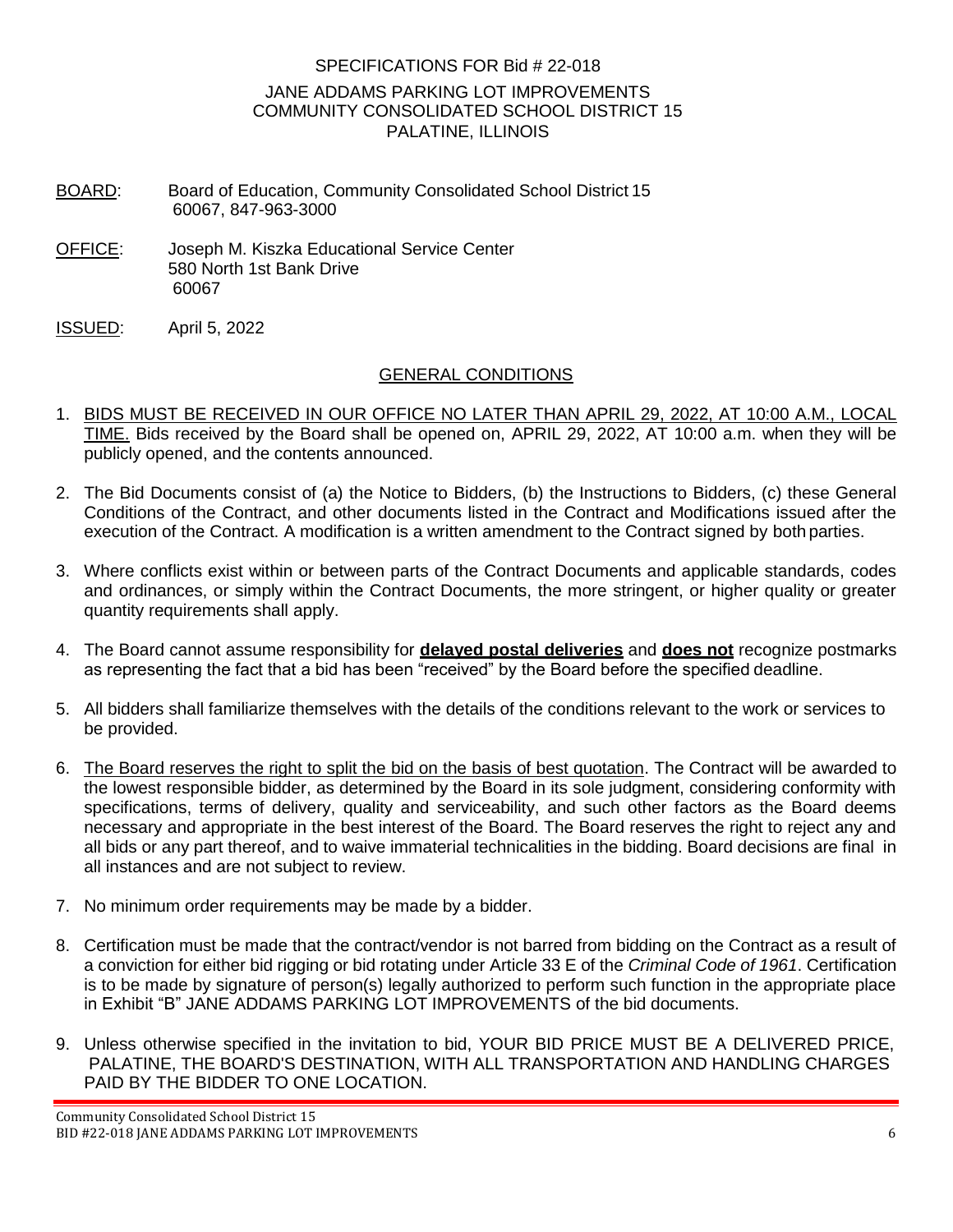SPECIFICATIONS FOR Bid # 22-018

JANE ADDAMS PARKING LOT IMPROVEMENTS
COMMUNITY CONSOLIDATED SCHOOL DISTRICT 15
PALATINE, ILLINOIS

BOARD: Board of Education, Community Consolidated School District 15
60067, 847-963-3000

OFFICE: Joseph M. Kiszka Educational Service Center
580 North 1st Bank Drive
60067

ISSUED: April 5, 2022

## GENERAL CONDITIONS

1. BIDS MUST BE RECEIVED IN OUR OFFICE NO LATER THAN APRIL 29, 2022, AT 10:00 A.M., LOCAL TIME. Bids received by the Board shall be opened on, APRIL 29, 2022, AT 10:00 a.m. when they will be publicly opened, and the contents announced.

2. The Bid Documents consist of (a) the Notice to Bidders, (b) the Instructions to Bidders, (c) these General Conditions of the Contract, and other documents listed in the Contract and Modifications issued after the execution of the Contract. A modification is a written amendment to the Contract signed by both parties.

3. Where conflicts exist within or between parts of the Contract Documents and applicable standards, codes and ordinances, or simply within the Contract Documents, the more stringent, or higher quality or greater quantity requirements shall apply.

4. The Board cannot assume responsibility for **delayed postal deliveries** and **does not** recognize postmarks as representing the fact that a bid has been "received" by the Board before the specified deadline.

5. All bidders shall familiarize themselves with the details of the conditions relevant to the work or services to be provided.

6. The Board reserves the right to split the bid on the basis of best quotation. The Contract will be awarded to the lowest responsible bidder, as determined by the Board in its sole judgment, considering conformity with specifications, terms of delivery, quality and serviceability, and such other factors as the Board deems necessary and appropriate in the best interest of the Board. The Board reserves the right to reject any and all bids or any part thereof, and to waive immaterial technicalities in the bidding. Board decisions are final in all instances and are not subject to review.

7. No minimum order requirements may be made by a bidder.

8. Certification must be made that the contract/vendor is not barred from bidding on the Contract as a result of a conviction for either bid rigging or bid rotating under Article 33 E of the *Criminal Code of 1961*. Certification is to be made by signature of person(s) legally authorized to perform such function in the appropriate place in Exhibit "B" JANE ADDAMS PARKING LOT IMPROVEMENTS of the bid documents.

9. Unless otherwise specified in the invitation to bid, YOUR BID PRICE MUST BE A DELIVERED PRICE, PALATINE, THE BOARD'S DESTINATION, WITH ALL TRANSPORTATION AND HANDLING CHARGES PAID BY THE BIDDER TO ONE LOCATION.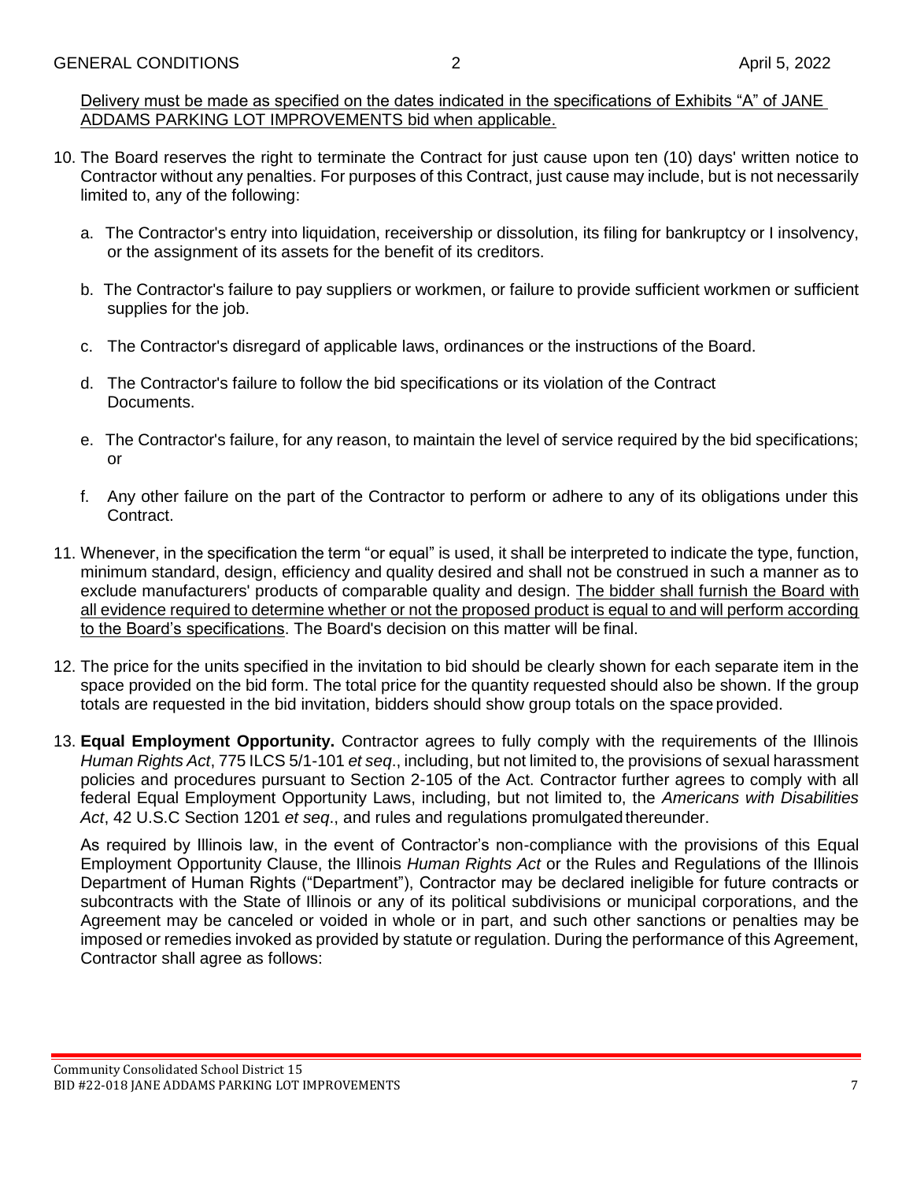<u>Delivery must be made as specified on the dates indicated in the specifications of Exhibits "A" of JANE ADDAMS PARKING LOT IMPROVEMENTS bid when applicable.</u>

10. The Board reserves the right to terminate the Contract for just cause upon ten (10) days' written notice to Contractor without any penalties. For purposes of this Contract, just cause may include, but is not necessarily limited to, any of the following:

    a. The Contractor's entry into liquidation, receivership or dissolution, its filing for bankruptcy or I insolvency, or the assignment of its assets for the benefit of its creditors.

    b. The Contractor's failure to pay suppliers or workmen, or failure to provide sufficient workmen or sufficient supplies for the job.

    c. The Contractor's disregard of applicable laws, ordinances or the instructions of the Board.

    d. The Contractor's failure to follow the bid specifications or its violation of the Contract Documents.

    e. The Contractor's failure, for any reason, to maintain the level of service required by the bid specifications; or

    f. Any other failure on the part of the Contractor to perform or adhere to any of its obligations under this Contract.

11. Whenever, in the specification the term "or equal" is used, it shall be interpreted to indicate the type, function, minimum standard, design, efficiency and quality desired and shall not be construed in such a manner as to exclude manufacturers' products of comparable quality and design. <u>The bidder shall furnish the Board with all evidence required to determine whether or not the proposed product is equal to and will perform according to the Board's specifications</u>. The Board's decision on this matter will be final.

12. The price for the units specified in the invitation to bid should be clearly shown for each separate item in the space provided on the bid form. The total price for the quantity requested should also be shown. If the group totals are requested in the bid invitation, bidders should show group totals on the space provided.

13. **Equal Employment Opportunity.** Contractor agrees to fully comply with the requirements of the Illinois *Human Rights Act*, 775 ILCS 5/1-101 *et seq*., including, but not limited to, the provisions of sexual harassment policies and procedures pursuant to Section 2-105 of the Act. Contractor further agrees to comply with all federal Equal Employment Opportunity Laws, including, but not limited to, the *Americans with Disabilities Act*, 42 U.S.C Section 1201 *et seq*., and rules and regulations promulgated thereunder.

    As required by Illinois law, in the event of Contractor's non-compliance with the provisions of this Equal Employment Opportunity Clause, the Illinois *Human Rights Act* or the Rules and Regulations of the Illinois Department of Human Rights ("Department"), Contractor may be declared ineligible for future contracts or subcontracts with the State of Illinois or any of its political subdivisions or municipal corporations, and the Agreement may be canceled or voided in whole or in part, and such other sanctions or penalties may be imposed or remedies invoked as provided by statute or regulation. During the performance of this Agreement, Contractor shall agree as follows: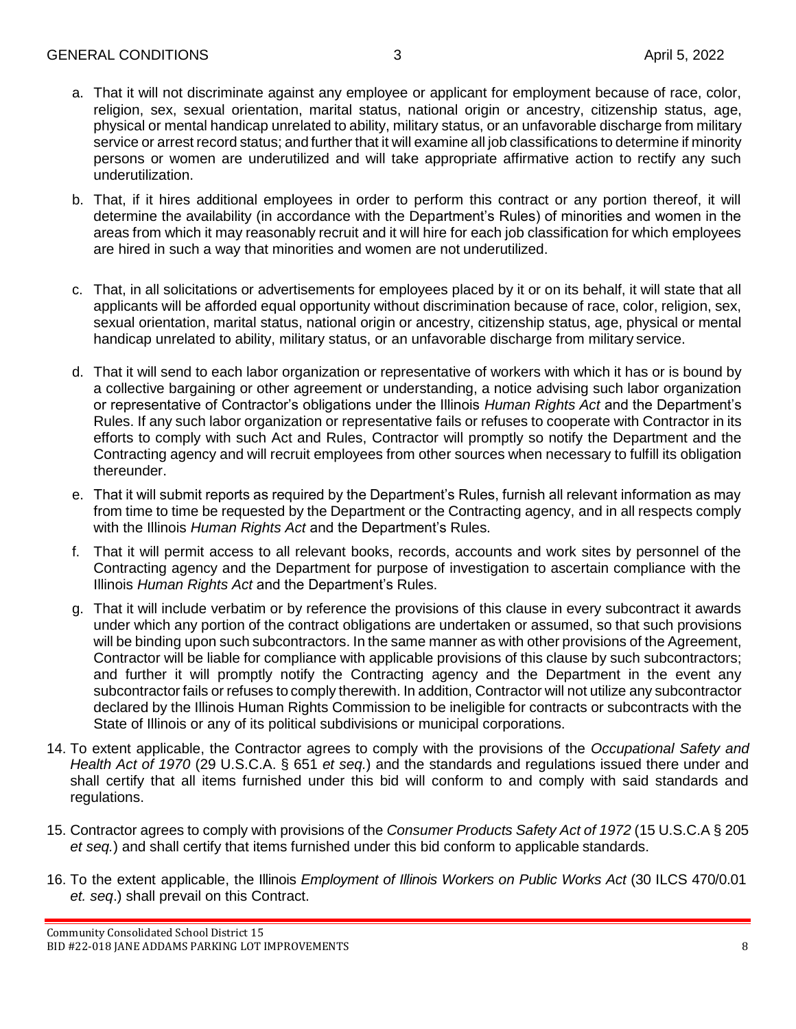a. That it will not discriminate against any employee or applicant for employment because of race, color, religion, sex, sexual orientation, marital status, national origin or ancestry, citizenship status, age, physical or mental handicap unrelated to ability, military status, or an unfavorable discharge from military service or arrest record status; and further that it will examine all job classifications to determine if minority persons or women are underutilized and will take appropriate affirmative action to rectify any such underutilization.

b. That, if it hires additional employees in order to perform this contract or any portion thereof, it will determine the availability (in accordance with the Department's Rules) of minorities and women in the areas from which it may reasonably recruit and it will hire for each job classification for which employees are hired in such a way that minorities and women are not underutilized.

c. That, in all solicitations or advertisements for employees placed by it or on its behalf, it will state that all applicants will be afforded equal opportunity without discrimination because of race, color, religion, sex, sexual orientation, marital status, national origin or ancestry, citizenship status, age, physical or mental handicap unrelated to ability, military status, or an unfavorable discharge from military service.

d. That it will send to each labor organization or representative of workers with which it has or is bound by a collective bargaining or other agreement or understanding, a notice advising such labor organization or representative of Contractor's obligations under the Illinois *Human Rights Act* and the Department's Rules. If any such labor organization or representative fails or refuses to cooperate with Contractor in its efforts to comply with such Act and Rules, Contractor will promptly so notify the Department and the Contracting agency and will recruit employees from other sources when necessary to fulfill its obligation thereunder.

e. That it will submit reports as required by the Department's Rules, furnish all relevant information as may from time to time be requested by the Department or the Contracting agency, and in all respects comply with the Illinois *Human Rights Act* and the Department's Rules.

f. That it will permit access to all relevant books, records, accounts and work sites by personnel of the Contracting agency and the Department for purpose of investigation to ascertain compliance with the Illinois *Human Rights Act* and the Department's Rules.

g. That it will include verbatim or by reference the provisions of this clause in every subcontract it awards under which any portion of the contract obligations are undertaken or assumed, so that such provisions will be binding upon such subcontractors. In the same manner as with other provisions of the Agreement, Contractor will be liable for compliance with applicable provisions of this clause by such subcontractors; and further it will promptly notify the Contracting agency and the Department in the event any subcontractor fails or refuses to comply therewith. In addition, Contractor will not utilize any subcontractor declared by the Illinois Human Rights Commission to be ineligible for contracts or subcontracts with the State of Illinois or any of its political subdivisions or municipal corporations.

14. To extent applicable, the Contractor agrees to comply with the provisions of the *Occupational Safety and Health Act of 1970* (29 U.S.C.A. § 651 *et seq.*) and the standards and regulations issued there under and shall certify that all items furnished under this bid will conform to and comply with said standards and regulations.

15. Contractor agrees to comply with provisions of the *Consumer Products Safety Act of 1972* (15 U.S.C.A § 205 *et seq.*) and shall certify that items furnished under this bid conform to applicable standards.

16. To the extent applicable, the Illinois *Employment of Illinois Workers on Public Works Act* (30 ILCS 470/0.01 *et. seq*.) shall prevail on this Contract.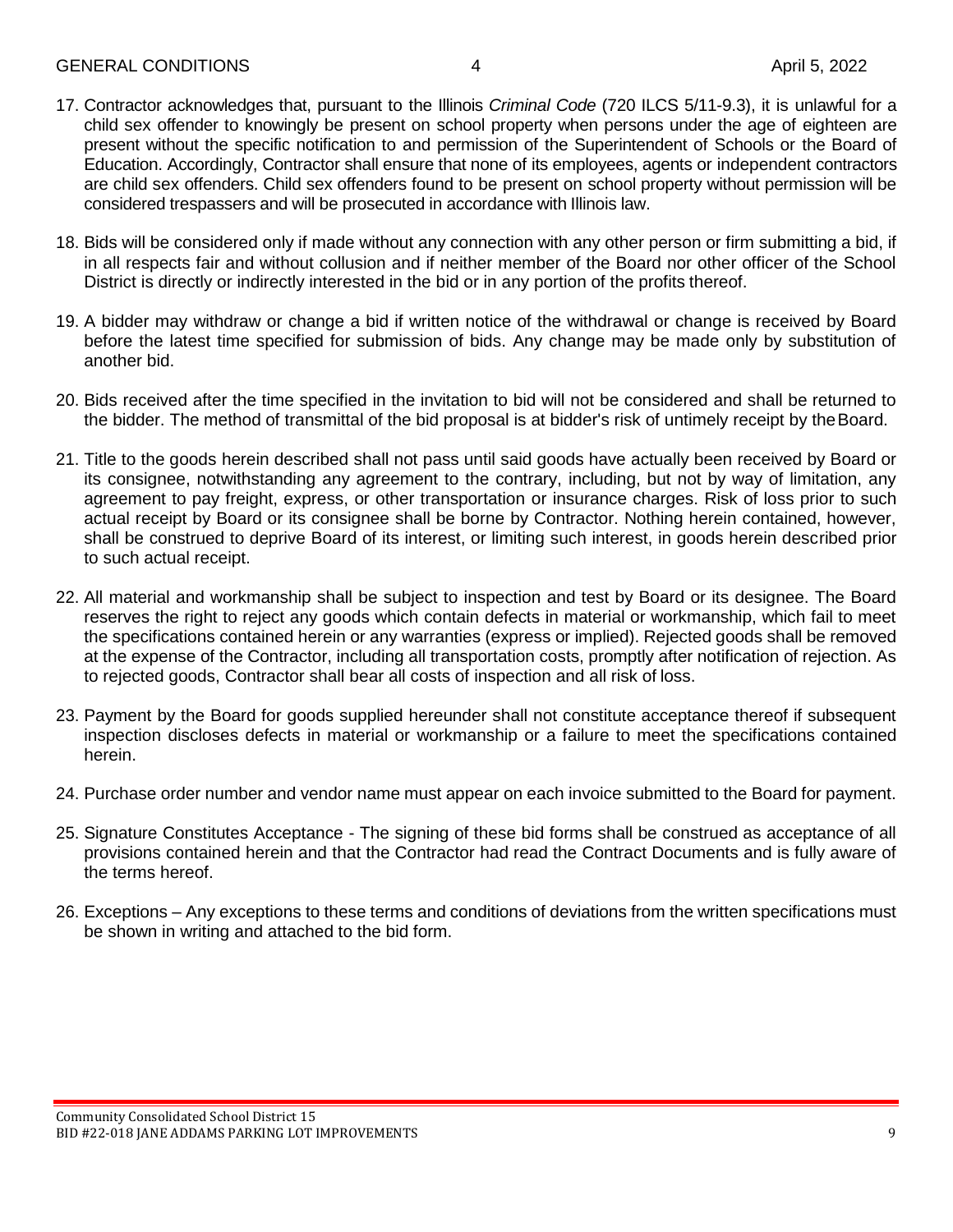17. Contractor acknowledges that, pursuant to the Illinois *Criminal Code* (720 ILCS 5/11-9.3), it is unlawful for a child sex offender to knowingly be present on school property when persons under the age of eighteen are present without the specific notification to and permission of the Superintendent of Schools or the Board of Education. Accordingly, Contractor shall ensure that none of its employees, agents or independent contractors are child sex offenders. Child sex offenders found to be present on school property without permission will be considered trespassers and will be prosecuted in accordance with Illinois law.

18. Bids will be considered only if made without any connection with any other person or firm submitting a bid, if in all respects fair and without collusion and if neither member of the Board nor other officer of the School District is directly or indirectly interested in the bid or in any portion of the profits thereof.

19. A bidder may withdraw or change a bid if written notice of the withdrawal or change is received by Board before the latest time specified for submission of bids. Any change may be made only by substitution of another bid.

20. Bids received after the time specified in the invitation to bid will not be considered and shall be returned to the bidder. The method of transmittal of the bid proposal is at bidder's risk of untimely receipt by the Board.

21. Title to the goods herein described shall not pass until said goods have actually been received by Board or its consignee, notwithstanding any agreement to the contrary, including, but not by way of limitation, any agreement to pay freight, express, or other transportation or insurance charges. Risk of loss prior to such actual receipt by Board or its consignee shall be borne by Contractor. Nothing herein contained, however, shall be construed to deprive Board of its interest, or limiting such interest, in goods herein described prior to such actual receipt.

22. All material and workmanship shall be subject to inspection and test by Board or its designee. The Board reserves the right to reject any goods which contain defects in material or workmanship, which fail to meet the specifications contained herein or any warranties (express or implied). Rejected goods shall be removed at the expense of the Contractor, including all transportation costs, promptly after notification of rejection. As to rejected goods, Contractor shall bear all costs of inspection and all risk of loss.

23. Payment by the Board for goods supplied hereunder shall not constitute acceptance thereof if subsequent inspection discloses defects in material or workmanship or a failure to meet the specifications contained herein.

24. Purchase order number and vendor name must appear on each invoice submitted to the Board for payment.

25. Signature Constitutes Acceptance - The signing of these bid forms shall be construed as acceptance of all provisions contained herein and that the Contractor had read the Contract Documents and is fully aware of the terms hereof.

26. Exceptions – Any exceptions to these terms and conditions of deviations from the written specifications must be shown in writing and attached to the bid form.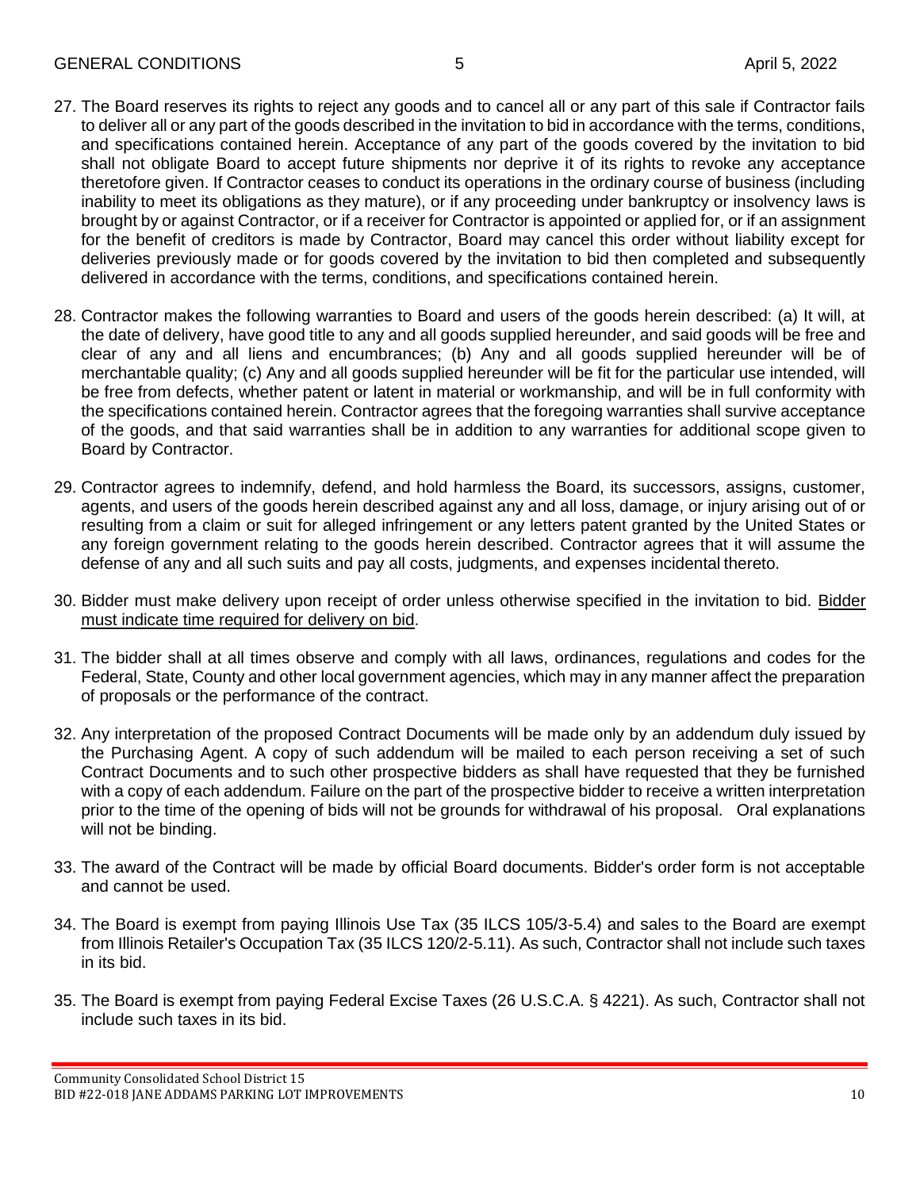27. The Board reserves its rights to reject any goods and to cancel all or any part of this sale if Contractor fails to deliver all or any part of the goods described in the invitation to bid in accordance with the terms, conditions, and specifications contained herein. Acceptance of any part of the goods covered by the invitation to bid shall not obligate Board to accept future shipments nor deprive it of its rights to revoke any acceptance theretofore given. If Contractor ceases to conduct its operations in the ordinary course of business (including inability to meet its obligations as they mature), or if any proceeding under bankruptcy or insolvency laws is brought by or against Contractor, or if a receiver for Contractor is appointed or applied for, or if an assignment for the benefit of creditors is made by Contractor, Board may cancel this order without liability except for deliveries previously made or for goods covered by the invitation to bid then completed and subsequently delivered in accordance with the terms, conditions, and specifications contained herein.

28. Contractor makes the following warranties to Board and users of the goods herein described: (a) It will, at the date of delivery, have good title to any and all goods supplied hereunder, and said goods will be free and clear of any and all liens and encumbrances; (b) Any and all goods supplied hereunder will be of merchantable quality; (c) Any and all goods supplied hereunder will be fit for the particular use intended, will be free from defects, whether patent or latent in material or workmanship, and will be in full conformity with the specifications contained herein. Contractor agrees that the foregoing warranties shall survive acceptance of the goods, and that said warranties shall be in addition to any warranties for additional scope given to Board by Contractor.

29. Contractor agrees to indemnify, defend, and hold harmless the Board, its successors, assigns, customer, agents, and users of the goods herein described against any and all loss, damage, or injury arising out of or resulting from a claim or suit for alleged infringement or any letters patent granted by the United States or any foreign government relating to the goods herein described. Contractor agrees that it will assume the defense of any and all such suits and pay all costs, judgments, and expenses incidental thereto.

30. Bidder must make delivery upon receipt of order unless otherwise specified in the invitation to bid. Bidder must indicate time required for delivery on bid.

31. The bidder shall at all times observe and comply with all laws, ordinances, regulations and codes for the Federal, State, County and other local government agencies, which may in any manner affect the preparation of proposals or the performance of the contract.

32. Any interpretation of the proposed Contract Documents will be made only by an addendum duly issued by the Purchasing Agent. A copy of such addendum will be mailed to each person receiving a set of such Contract Documents and to such other prospective bidders as shall have requested that they be furnished with a copy of each addendum. Failure on the part of the prospective bidder to receive a written interpretation prior to the time of the opening of bids will not be grounds for withdrawal of his proposal. Oral explanations will not be binding.

33. The award of the Contract will be made by official Board documents. Bidder's order form is not acceptable and cannot be used.

34. The Board is exempt from paying Illinois Use Tax (35 ILCS 105/3-5.4) and sales to the Board are exempt from Illinois Retailer's Occupation Tax (35 ILCS 120/2-5.11). As such, Contractor shall not include such taxes in its bid.

35. The Board is exempt from paying Federal Excise Taxes (26 U.S.C.A. § 4221). As such, Contractor shall not include such taxes in its bid.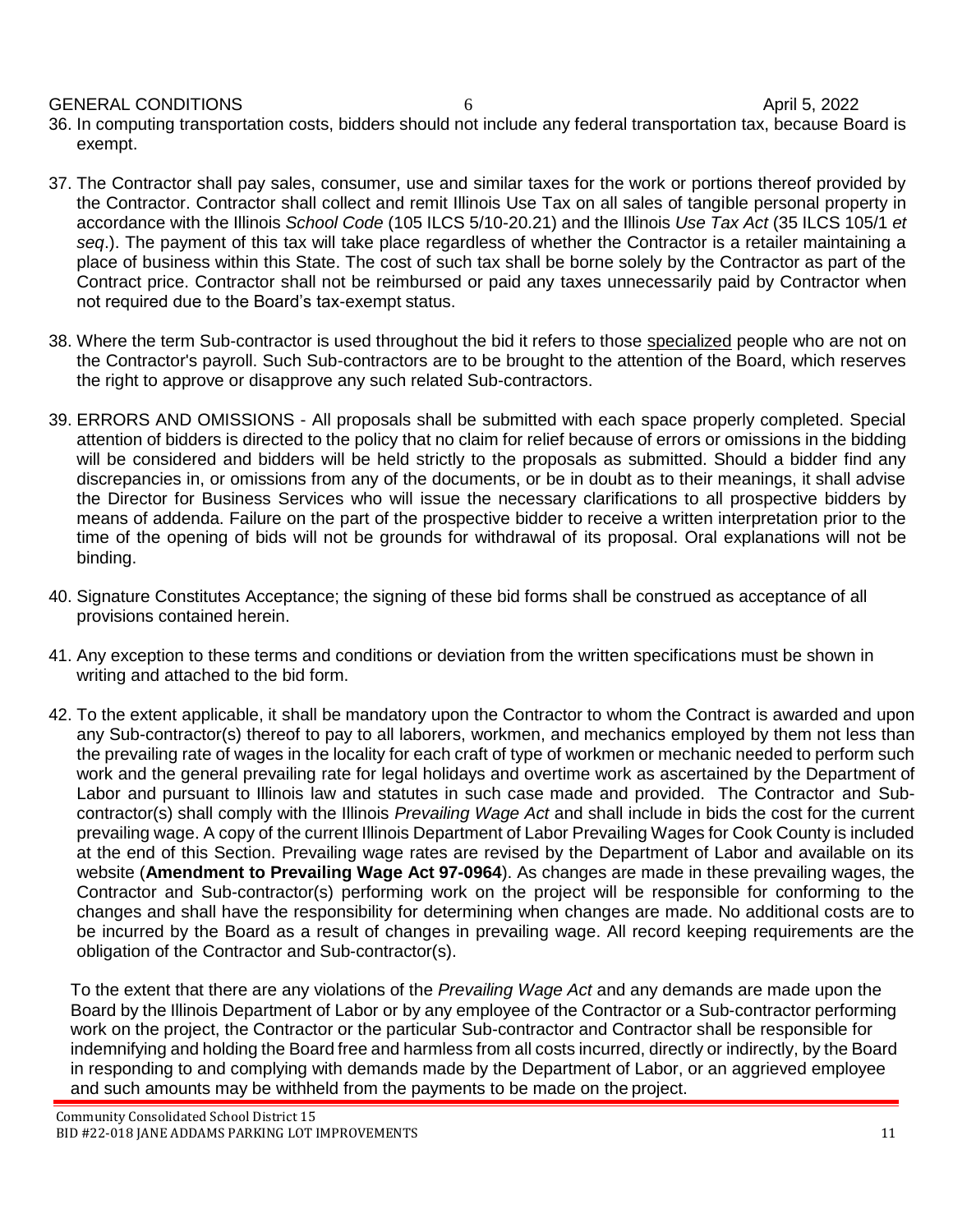36. In computing transportation costs, bidders should not include any federal transportation tax, because Board is exempt.

37. The Contractor shall pay sales, consumer, use and similar taxes for the work or portions thereof provided by the Contractor. Contractor shall collect and remit Illinois Use Tax on all sales of tangible personal property in accordance with the Illinois *School Code* (105 ILCS 5/10-20.21) and the Illinois *Use Tax Act* (35 ILCS 105/1 *et seq*.). The payment of this tax will take place regardless of whether the Contractor is a retailer maintaining a place of business within this State. The cost of such tax shall be borne solely by the Contractor as part of the Contract price. Contractor shall not be reimbursed or paid any taxes unnecessarily paid by Contractor when not required due to the Board's tax-exempt status.

38. Where the term Sub-contractor is used throughout the bid it refers to those specialized people who are not on the Contractor's payroll. Such Sub-contractors are to be brought to the attention of the Board, which reserves the right to approve or disapprove any such related Sub-contractors.

39. ERRORS AND OMISSIONS - All proposals shall be submitted with each space properly completed. Special attention of bidders is directed to the policy that no claim for relief because of errors or omissions in the bidding will be considered and bidders will be held strictly to the proposals as submitted. Should a bidder find any discrepancies in, or omissions from any of the documents, or be in doubt as to their meanings, it shall advise the Director for Business Services who will issue the necessary clarifications to all prospective bidders by means of addenda. Failure on the part of the prospective bidder to receive a written interpretation prior to the time of the opening of bids will not be grounds for withdrawal of its proposal. Oral explanations will not be binding.

40. Signature Constitutes Acceptance; the signing of these bid forms shall be construed as acceptance of all provisions contained herein.

41. Any exception to these terms and conditions or deviation from the written specifications must be shown in writing and attached to the bid form.

42. To the extent applicable, it shall be mandatory upon the Contractor to whom the Contract is awarded and upon any Sub-contractor(s) thereof to pay to all laborers, workmen, and mechanics employed by them not less than the prevailing rate of wages in the locality for each craft of type of workmen or mechanic needed to perform such work and the general prevailing rate for legal holidays and overtime work as ascertained by the Department of Labor and pursuant to Illinois law and statutes in such case made and provided. The Contractor and Sub-contractor(s) shall comply with the Illinois *Prevailing Wage Act* and shall include in bids the cost for the current prevailing wage. A copy of the current Illinois Department of Labor Prevailing Wages for Cook County is included at the end of this Section. Prevailing wage rates are revised by the Department of Labor and available on its website (**Amendment to Prevailing Wage Act 97-0964**). As changes are made in these prevailing wages, the Contractor and Sub-contractor(s) performing work on the project will be responsible for conforming to the changes and shall have the responsibility for determining when changes are made. No additional costs are to be incurred by the Board as a result of changes in prevailing wage. All record keeping requirements are the obligation of the Contractor and Sub-contractor(s).

    To the extent that there are any violations of the *Prevailing Wage Act* and any demands are made upon the Board by the Illinois Department of Labor or by any employee of the Contractor or a Sub-contractor performing work on the project, the Contractor or the particular Sub-contractor and Contractor shall be responsible for indemnifying and holding the Board free and harmless from all costs incurred, directly or indirectly, by the Board in responding to and complying with demands made by the Department of Labor, or an aggrieved employee and such amounts may be withheld from the payments to be made on the project.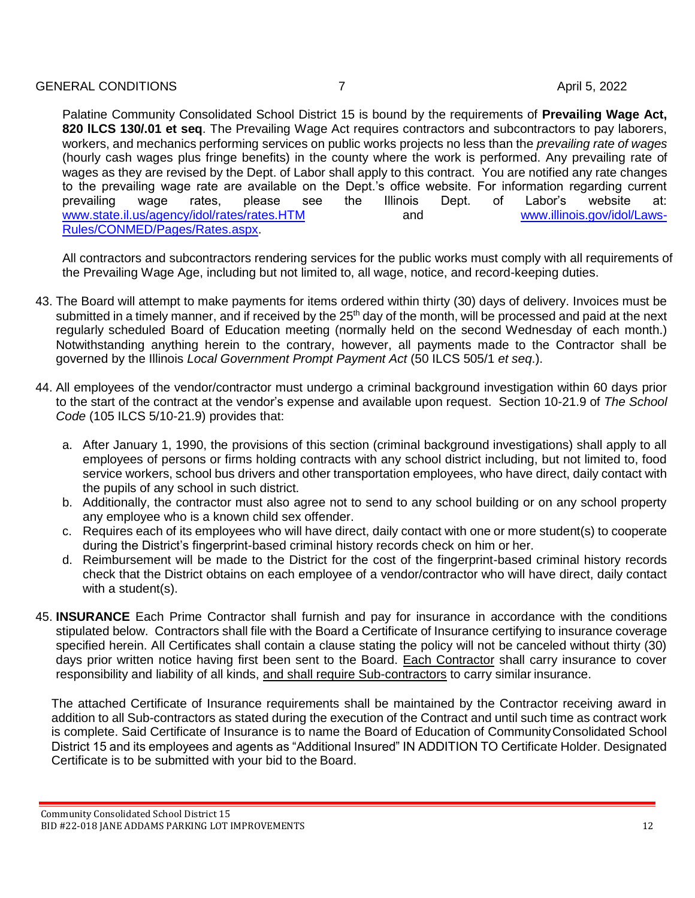Palatine Community Consolidated School District 15 is bound by the requirements of **Prevailing Wage Act, 820 ILCS 130/.01 et seq**. The Prevailing Wage Act requires contractors and subcontractors to pay laborers, workers, and mechanics performing services on public works projects no less than the *prevailing rate of wages* (hourly cash wages plus fringe benefits) in the county where the work is performed. Any prevailing rate of wages as they are revised by the Dept. of Labor shall apply to this contract. You are notified any rate changes to the prevailing wage rate are available on the Dept.'s office website. For information regarding current prevailing wage rates, please see the Illinois Dept. of Labor's website at: [www.state.il.us/agency/idol/rates/rates.HTM](http://www.state.il.us/agency/idol/rates/rates.HTM) and [www.illinois.gov/idol/Laws-Rules/CONMED/Pages/Rates.aspx](http://www.illinois.gov/idol/Laws-Rules/CONMED/Pages/Rates.aspx).

All contractors and subcontractors rendering services for the public works must comply with all requirements of the Prevailing Wage Age, including but not limited to, all wage, notice, and record-keeping duties.

43. The Board will attempt to make payments for items ordered within thirty (30) days of delivery. Invoices must be submitted in a timely manner, and if received by the 25th day of the month, will be processed and paid at the next regularly scheduled Board of Education meeting (normally held on the second Wednesday of each month.) Notwithstanding anything herein to the contrary, however, all payments made to the Contractor shall be governed by the Illinois *Local Government Prompt Payment Act* (50 ILCS 505/1 *et seq*.).

44. All employees of the vendor/contractor must undergo a criminal background investigation within 60 days prior to the start of the contract at the vendor's expense and available upon request. Section 10-21.9 of *The School Code* (105 ILCS 5/10-21.9) provides that:

    a. After January 1, 1990, the provisions of this section (criminal background investigations) shall apply to all employees of persons or firms holding contracts with any school district including, but not limited to, food service workers, school bus drivers and other transportation employees, who have direct, daily contact with the pupils of any school in such district.
    b. Additionally, the contractor must also agree not to send to any school building or on any school property any employee who is a known child sex offender.
    c. Requires each of its employees who will have direct, daily contact with one or more student(s) to cooperate during the District's fingerprint-based criminal history records check on him or her.
    d. Reimbursement will be made to the District for the cost of the fingerprint-based criminal history records check that the District obtains on each employee of a vendor/contractor who will have direct, daily contact with a student(s).

45. **INSURANCE** Each Prime Contractor shall furnish and pay for insurance in accordance with the conditions stipulated below. Contractors shall file with the Board a Certificate of Insurance certifying to insurance coverage specified herein. All Certificates shall contain a clause stating the policy will not be canceled without thirty (30) days prior written notice having first been sent to the Board. <u>Each Contractor</u> shall carry insurance to cover responsibility and liability of all kinds, <u>and shall require Sub-contractors</u> to carry similar insurance.

    The attached Certificate of Insurance requirements shall be maintained by the Contractor receiving award in addition to all Sub-contractors as stated during the execution of the Contract and until such time as contract work is complete. Said Certificate of Insurance is to name the Board of Education of Community Consolidated School District 15 and its employees and agents as "Additional Insured" IN ADDITION TO Certificate Holder. Designated Certificate is to be submitted with your bid to the Board.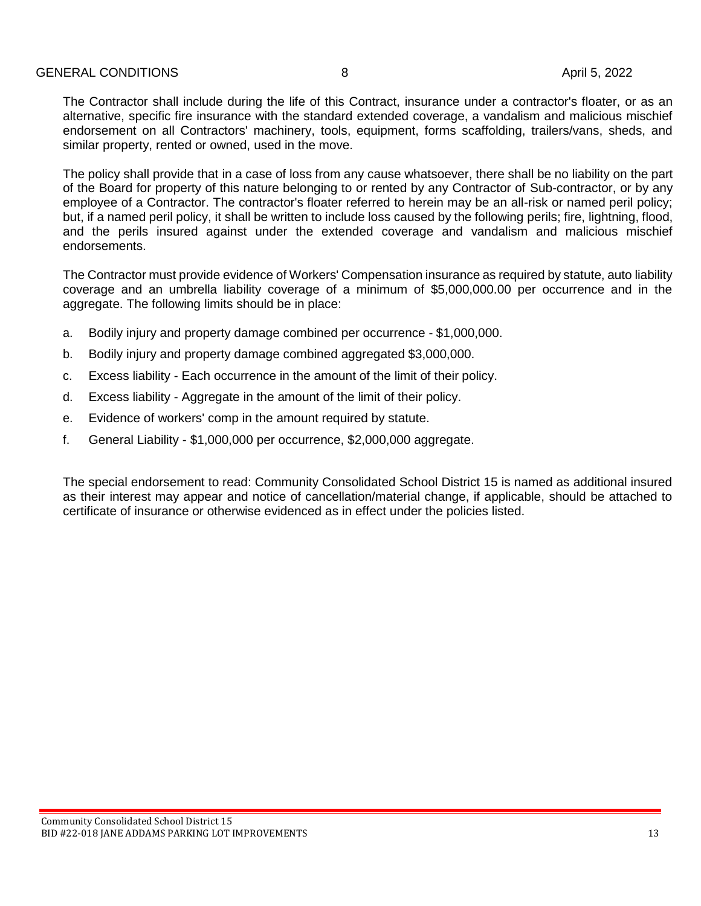The Contractor shall include during the life of this Contract, insurance under a contractor's floater, or as an alternative, specific fire insurance with the standard extended coverage, a vandalism and malicious mischief endorsement on all Contractors' machinery, tools, equipment, forms scaffolding, trailers/vans, sheds, and similar property, rented or owned, used in the move.

The policy shall provide that in a case of loss from any cause whatsoever, there shall be no liability on the part of the Board for property of this nature belonging to or rented by any Contractor of Sub-contractor, or by any employee of a Contractor. The contractor's floater referred to herein may be an all-risk or named peril policy; but, if a named peril policy, it shall be written to include loss caused by the following perils; fire, lightning, flood, and the perils insured against under the extended coverage and vandalism and malicious mischief endorsements.

The Contractor must provide evidence of Workers' Compensation insurance as required by statute, auto liability coverage and an umbrella liability coverage of a minimum of $5,000,000.00 per occurrence and in the aggregate. The following limits should be in place:

a. Bodily injury and property damage combined per occurrence - $1,000,000.

b. Bodily injury and property damage combined aggregated $3,000,000.

c. Excess liability - Each occurrence in the amount of the limit of their policy.

d. Excess liability - Aggregate in the amount of the limit of their policy.

e. Evidence of workers' comp in the amount required by statute.

f. General Liability - $1,000,000 per occurrence, $2,000,000 aggregate.

The special endorsement to read: Community Consolidated School District 15 is named as additional insured as their interest may appear and notice of cancellation/material change, if applicable, should be attached to certificate of insurance or otherwise evidenced as in effect under the policies listed.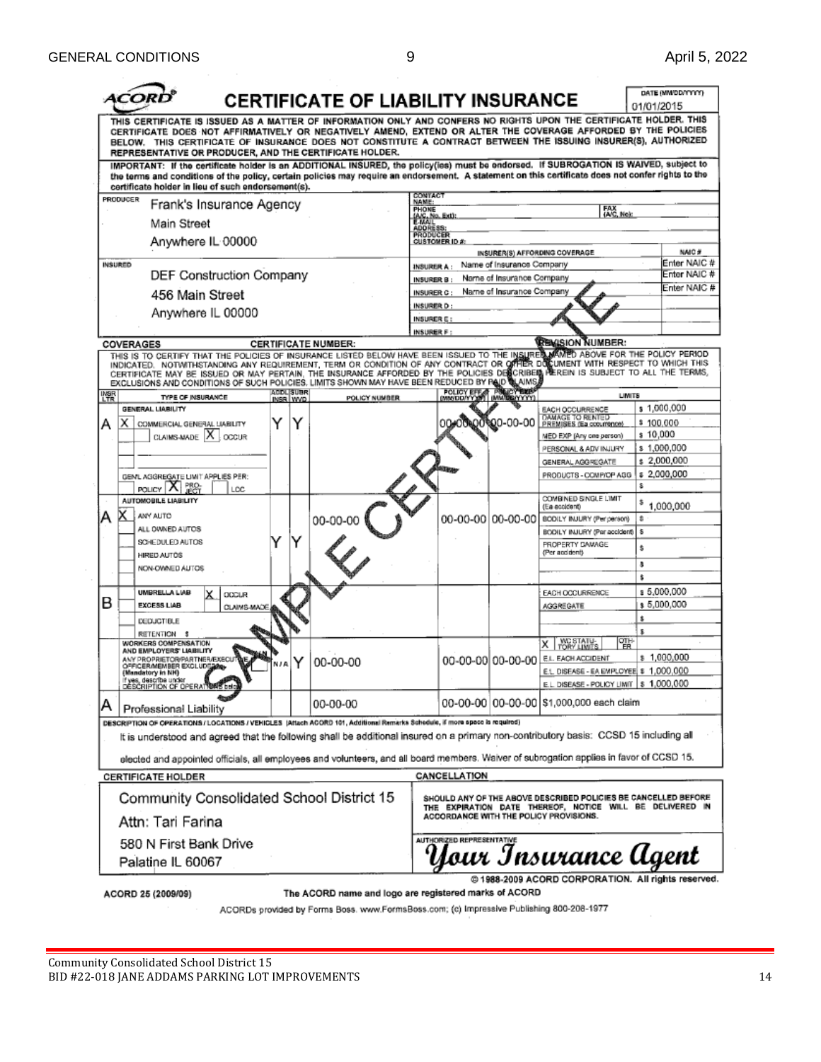# ACORD® CERTIFICATE OF LIABILITY INSURANCE

DATE (MM/DD/YYYY): 01/01/2015

THIS CERTIFICATE IS ISSUED AS A MATTER OF INFORMATION ONLY AND CONFERS NO RIGHTS UPON THE CERTIFICATE HOLDER. THIS CERTIFICATE DOES NOT AFFIRMATIVELY OR NEGATIVELY AMEND, EXTEND OR ALTER THE COVERAGE AFFORDED BY THE POLICIES BELOW. THIS CERTIFICATE OF INSURANCE DOES NOT CONSTITUTE A CONTRACT BETWEEN THE ISSUING INSURER(S), AUTHORIZED REPRESENTATIVE OR PRODUCER, AND THE CERTIFICATE HOLDER.

IMPORTANT: If the certificate holder is an ADDITIONAL INSURED, the policy(ies) must be endorsed. If SUBROGATION IS WAIVED, subject to the terms and conditions of the policy, certain policies may require an endorsement. A statement on this certificate does not confer rights to the certificate holder in lieu of such endorsement(s).

**PRODUCER**
Frank's Insurance Agency
Main Street
Anywhere IL 00000

CONTACT NAME:
PHONE (A/C, No, Ext): FAX (A/C, No):
E-MAIL ADDRESS:
PRODUCER CUSTOMER ID #:

**INSURED**
DEF Construction Company
456 Main Street
Anywhere IL 00000

| INSURER(S) AFFORDING COVERAGE | NAIC # |
|---|---|
| INSURER A: Name of Insurance Company | Enter NAIC # |
| INSURER B: Name of Insurance Company | Enter NAIC # |
| INSURER C: Name of Insurance Company | Enter NAIC # |
| INSURER D: | |
| INSURER E: | |
| INSURER F: | |

**COVERAGES** CERTIFICATE NUMBER: REVISION NUMBER:

THIS IS TO CERTIFY THAT THE POLICIES OF INSURANCE LISTED BELOW HAVE BEEN ISSUED TO THE INSURED NAMED ABOVE FOR THE POLICY PERIOD INDICATED. NOTWITHSTANDING ANY REQUIREMENT, TERM OR CONDITION OF ANY CONTRACT OR OTHER DOCUMENT WITH RESPECT TO WHICH THIS CERTIFICATE MAY BE ISSUED OR MAY PERTAIN, THE INSURANCE AFFORDED BY THE POLICIES DESCRIBED HEREIN IS SUBJECT TO ALL THE TERMS, EXCLUSIONS AND CONDITIONS OF SUCH POLICIES. LIMITS SHOWN MAY HAVE BEEN REDUCED BY PAID CLAIMS.

| INSR LTR | TYPE OF INSURANCE | ADDL INSR | SUBR WVD | POLICY NUMBER | POLICY EFF (MM/DD/YYYY) | POLICY EXP (MM/DD/YYYY) | LIMITS | |
|---|---|---|---|---|---|---|---|---|
| A | GENERAL LIABILITY: X COMMERCIAL GENERAL LIABILITY; CLAIMS-MADE X OCCUR; GEN'L AGGREGATE LIMIT APPLIES PER: POLICY X PROJECT LOC | Y | Y | | 00-00-00 | 00-00-00 | EACH OCCURRENCE | $ 1,000,000 |
| | | | | | | | DAMAGE TO RENTED PREMISES (Ea occurrence) | $ 100,000 |
| | | | | | | | MED EXP (Any one person) | $ 10,000 |
| | | | | | | | PERSONAL & ADV INJURY | $ 1,000,000 |
| | | | | | | | GENERAL AGGREGATE | $ 2,000,000 |
| | | | | | | | PRODUCTS - COMP/OP AGG | $ 2,000,000 |
| A | AUTOMOBILE LIABILITY: X ANY AUTO; ALL OWNED AUTOS; SCHEDULED AUTOS; HIRED AUTOS; NON-OWNED AUTOS | Y | Y | 00-00-00 | 00-00-00 | 00-00-00 | COMBINED SINGLE LIMIT (Ea accident) | $ 1,000,000 |
| | | | | | | | BODILY INJURY (Per person) | $ |
| | | | | | | | BODILY INJURY (Per accident) | $ |
| | | | | | | | PROPERTY DAMAGE (Per accident) | $ |
| B | UMBRELLA LIAB X OCCUR; EXCESS LIAB CLAIMS-MADE; DEDUCTIBLE; RETENTION $ | | | | | | EACH OCCURRENCE | $ 5,000,000 |
| | | | | | | | AGGREGATE | $ 5,000,000 |
| | WORKERS COMPENSATION AND EMPLOYERS' LIABILITY Y/N; ANY PROPRIETOR/PARTNER/EXECUTIVE OFFICER/MEMBER EXCLUDED? (Mandatory in NH); If yes, describe under DESCRIPTION OF OPERATIONS below | N/A | Y | 00-00-00 | 00-00-00 | 00-00-00 | X WC STATUTORY LIMITS OTHER | |
| | | | | | | | E.L. EACH ACCIDENT | $ 1,000,000 |
| | | | | | | | E.L. DISEASE - EA EMPLOYEE | $ 1,000,000 |
| | | | | | | | E.L. DISEASE - POLICY LIMIT | $ 1,000,000 |
| A | Professional Liability | | | 00-00-00 | 00-00-00 | 00-00-00 | $1,000,000 each claim | |

**DESCRIPTION OF OPERATIONS / LOCATIONS / VEHICLES** (Attach ACORD 101, Additional Remarks Schedule, if more space is required)

It is understood and agreed that the following shall be additional insured on a primary non-contributory basis: CCSD 15 including all elected and appointed officials, all employees and volunteers, and all board members. Waiver of subrogation applies in favor of CCSD 15.

**CERTIFICATE HOLDER**

Community Consolidated School District 15
Attn: Tari Farina
580 N First Bank Drive
Palatine IL 60067

**CANCELLATION**

SHOULD ANY OF THE ABOVE DESCRIBED POLICIES BE CANCELLED BEFORE THE EXPIRATION DATE THEREOF, NOTICE WILL BE DELIVERED IN ACCORDANCE WITH THE POLICY PROVISIONS.

AUTHORIZED REPRESENTATIVE
*Your Insurance Agent*

© 1988-2009 ACORD CORPORATION. All rights reserved.

ACORD 25 (2009/09) The ACORD name and logo are registered marks of ACORD

ACORDs provided by Forms Boss. www.FormsBoss.com; (c) Impressive Publishing 800-208-1977

SAMPLE CERTIFICATE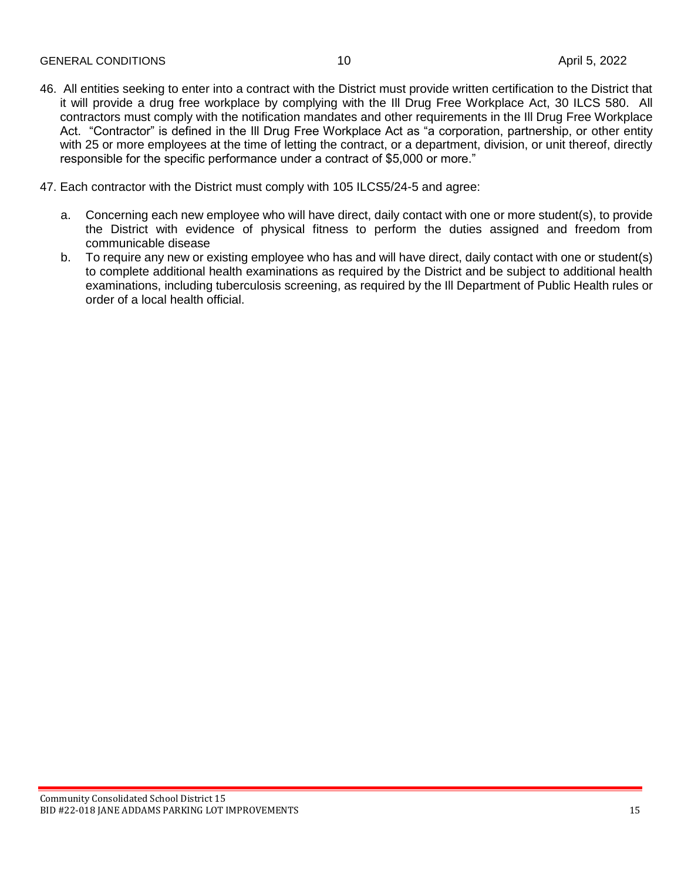46. All entities seeking to enter into a contract with the District must provide written certification to the District that it will provide a drug free workplace by complying with the Ill Drug Free Workplace Act, 30 ILCS 580. All contractors must comply with the notification mandates and other requirements in the Ill Drug Free Workplace Act. "Contractor" is defined in the Ill Drug Free Workplace Act as "a corporation, partnership, or other entity with 25 or more employees at the time of letting the contract, or a department, division, or unit thereof, directly responsible for the specific performance under a contract of $5,000 or more."

47. Each contractor with the District must comply with 105 ILCS5/24-5 and agree:

    a. Concerning each new employee who will have direct, daily contact with one or more student(s), to provide the District with evidence of physical fitness to perform the duties assigned and freedom from communicable disease
    b. To require any new or existing employee who has and will have direct, daily contact with one or student(s) to complete additional health examinations as required by the District and be subject to additional health examinations, including tuberculosis screening, as required by the Ill Department of Public Health rules or order of a local health official.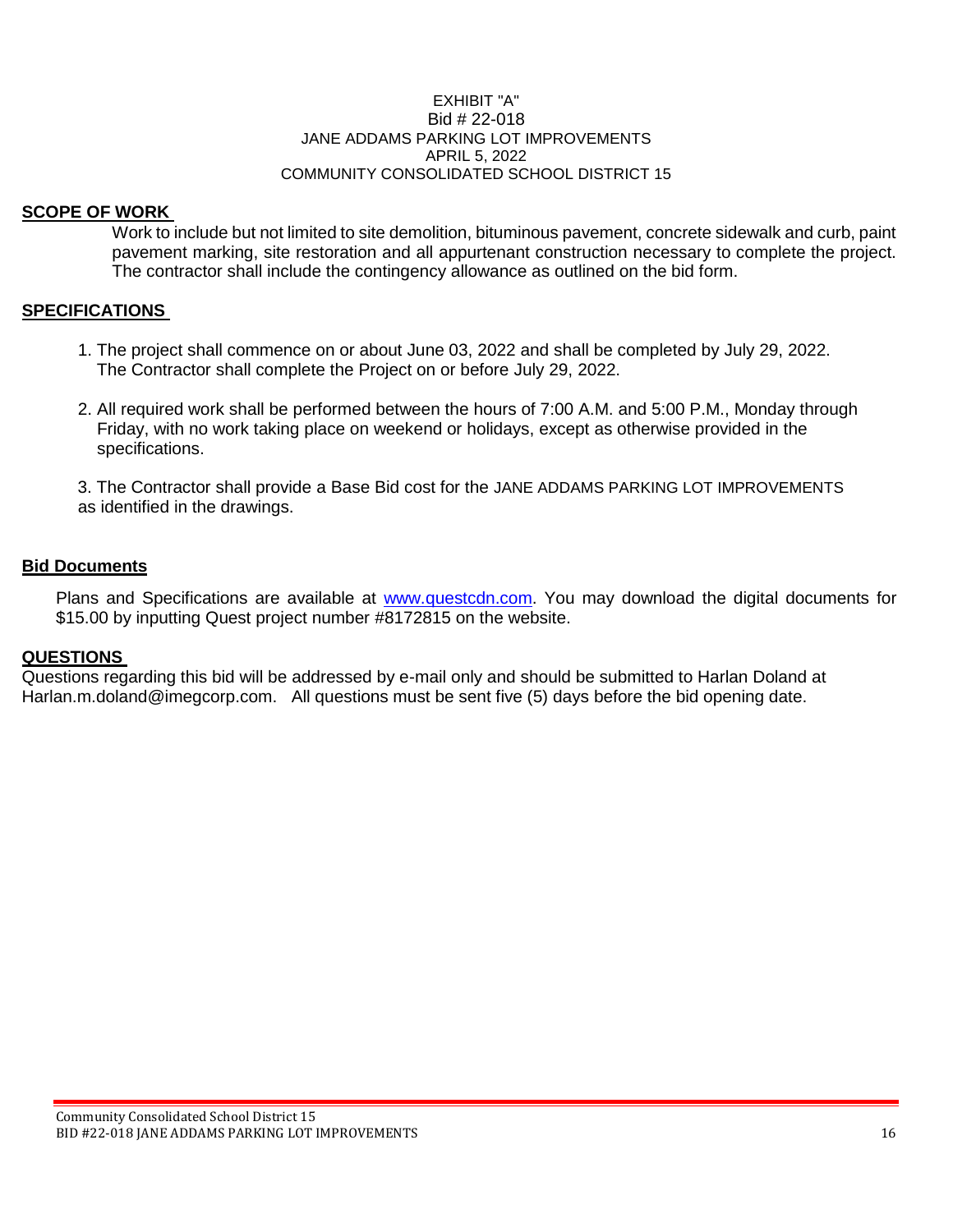EXHIBIT "A"
Bid # 22-018
JANE ADDAMS PARKING LOT IMPROVEMENTS
APRIL 5, 2022
COMMUNITY CONSOLIDATED SCHOOL DISTRICT 15

## SCOPE OF WORK

Work to include but not limited to site demolition, bituminous pavement, concrete sidewalk and curb, paint pavement marking, site restoration and all appurtenant construction necessary to complete the project. The contractor shall include the contingency allowance as outlined on the bid form.

## SPECIFICATIONS

1. The project shall commence on or about June 03, 2022 and shall be completed by July 29, 2022. The Contractor shall complete the Project on or before July 29, 2022.

2. All required work shall be performed between the hours of 7:00 A.M. and 5:00 P.M., Monday through Friday, with no work taking place on weekend or holidays, except as otherwise provided in the specifications.

3. The Contractor shall provide a Base Bid cost for the JANE ADDAMS PARKING LOT IMPROVEMENTS as identified in the drawings.

## Bid Documents

Plans and Specifications are available at www.questcdn.com. You may download the digital documents for $15.00 by inputting Quest project number #8172815 on the website.

## QUESTIONS

Questions regarding this bid will be addressed by e-mail only and should be submitted to Harlan Doland at Harlan.m.doland@imegcorp.com. All questions must be sent five (5) days before the bid opening date.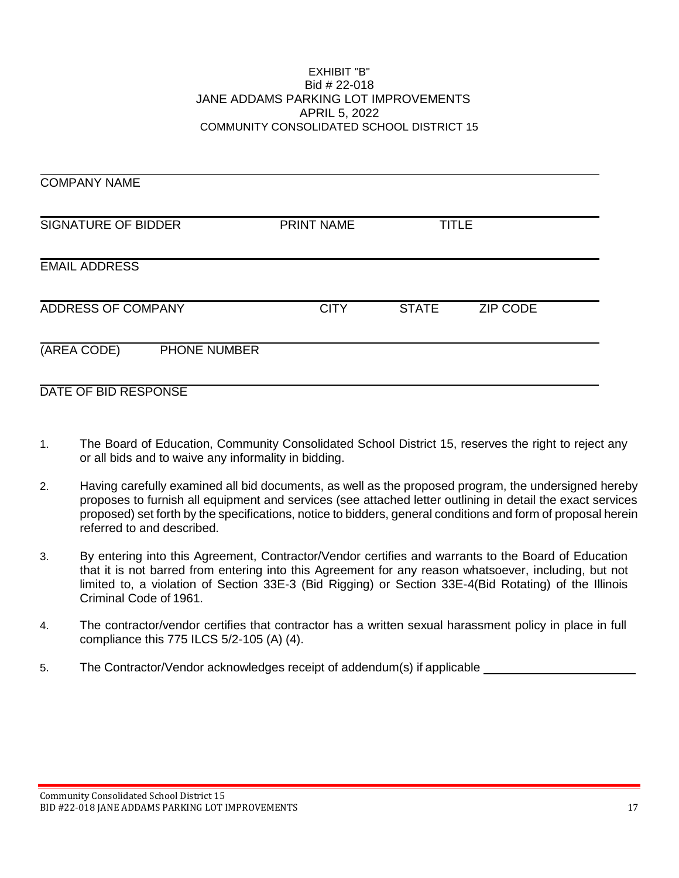EXHIBIT "B"
Bid # 22-018
JANE ADDAMS PARKING LOT IMPROVEMENTS
APRIL 5, 2022
COMMUNITY CONSOLIDATED SCHOOL DISTRICT 15

______________________________________________
COMPANY NAME

______________________________________________
SIGNATURE OF BIDDER PRINT NAME TITLE

______________________________________________
EMAIL ADDRESS

______________________________________________
ADDRESS OF COMPANY CITY STATE ZIP CODE

______________________________________________
(AREA CODE) PHONE NUMBER

______________________________________________
DATE OF BID RESPONSE

1. The Board of Education, Community Consolidated School District 15, reserves the right to reject any or all bids and to waive any informality in bidding.

2. Having carefully examined all bid documents, as well as the proposed program, the undersigned hereby proposes to furnish all equipment and services (see attached letter outlining in detail the exact services proposed) set forth by the specifications, notice to bidders, general conditions and form of proposal herein referred to and described.

3. By entering into this Agreement, Contractor/Vendor certifies and warrants to the Board of Education that it is not barred from entering into this Agreement for any reason whatsoever, including, but not limited to, a violation of Section 33E-3 (Bid Rigging) or Section 33E-4(Bid Rotating) of the Illinois Criminal Code of 1961.

4. The contractor/vendor certifies that contractor has a written sexual harassment policy in place in full compliance this 775 ILCS 5/2-105 (A) (4).

5. The Contractor/Vendor acknowledges receipt of addendum(s) if applicable ______________________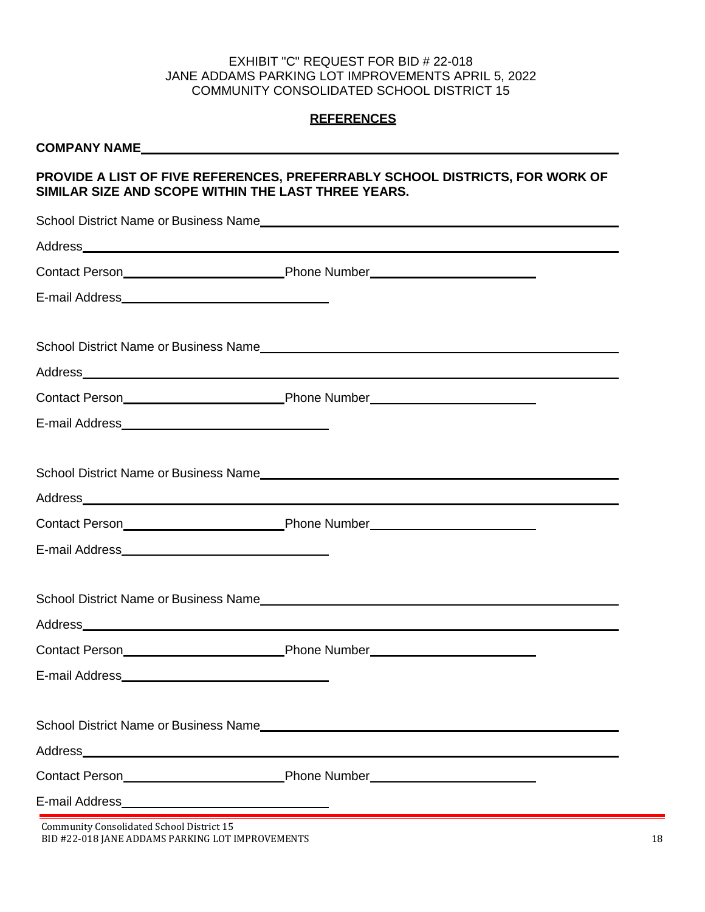EXHIBIT "C" REQUEST FOR BID # 22-018
JANE ADDAMS PARKING LOT IMPROVEMENTS APRIL 5, 2022
COMMUNITY CONSOLIDATED SCHOOL DISTRICT 15

## REFERENCES

**COMPANY NAME**\_\_\_\_\_\_\_\_\_\_\_\_\_\_\_\_\_\_\_\_\_\_\_\_\_\_\_\_\_\_\_\_\_\_\_\_\_\_\_\_

**PROVIDE A LIST OF FIVE REFERENCES, PREFERRABLY SCHOOL DISTRICTS, FOR WORK OF SIMILAR SIZE AND SCOPE WITHIN THE LAST THREE YEARS.**

School District Name or Business Name\_\_\_\_\_\_\_\_\_\_\_\_\_\_\_\_\_\_\_\_\_\_\_\_\_\_\_\_\_\_

Address\_\_\_\_\_\_\_\_\_\_\_\_\_\_\_\_\_\_\_\_\_\_\_\_\_\_\_\_\_\_\_\_\_\_\_\_\_\_\_\_\_\_\_\_\_\_\_\_

Contact Person\_\_\_\_\_\_\_\_\_\_\_\_\_\_\_\_\_\_\_\_Phone Number\_\_\_\_\_\_\_\_\_\_\_\_\_\_\_\_\_\_\_\_

E-mail Address\_\_\_\_\_\_\_\_\_\_\_\_\_\_\_\_\_\_\_\_\_\_\_\_

School District Name or Business Name\_\_\_\_\_\_\_\_\_\_\_\_\_\_\_\_\_\_\_\_\_\_\_\_\_\_\_\_\_\_

Address\_\_\_\_\_\_\_\_\_\_\_\_\_\_\_\_\_\_\_\_\_\_\_\_\_\_\_\_\_\_\_\_\_\_\_\_\_\_\_\_\_\_\_\_\_\_\_\_

Contact Person\_\_\_\_\_\_\_\_\_\_\_\_\_\_\_\_\_\_\_\_Phone Number\_\_\_\_\_\_\_\_\_\_\_\_\_\_\_\_\_\_\_\_

E-mail Address\_\_\_\_\_\_\_\_\_\_\_\_\_\_\_\_\_\_\_\_\_\_\_\_

School District Name or Business Name\_\_\_\_\_\_\_\_\_\_\_\_\_\_\_\_\_\_\_\_\_\_\_\_\_\_\_\_\_\_

Address\_\_\_\_\_\_\_\_\_\_\_\_\_\_\_\_\_\_\_\_\_\_\_\_\_\_\_\_\_\_\_\_\_\_\_\_\_\_\_\_\_\_\_\_\_\_\_\_

Contact Person\_\_\_\_\_\_\_\_\_\_\_\_\_\_\_\_\_\_\_\_Phone Number\_\_\_\_\_\_\_\_\_\_\_\_\_\_\_\_\_\_\_\_

E-mail Address\_\_\_\_\_\_\_\_\_\_\_\_\_\_\_\_\_\_\_\_\_\_\_\_

School District Name or Business Name\_\_\_\_\_\_\_\_\_\_\_\_\_\_\_\_\_\_\_\_\_\_\_\_\_\_\_\_\_\_

Address\_\_\_\_\_\_\_\_\_\_\_\_\_\_\_\_\_\_\_\_\_\_\_\_\_\_\_\_\_\_\_\_\_\_\_\_\_\_\_\_\_\_\_\_\_\_\_\_

Contact Person\_\_\_\_\_\_\_\_\_\_\_\_\_\_\_\_\_\_\_\_Phone Number\_\_\_\_\_\_\_\_\_\_\_\_\_\_\_\_\_\_\_\_

E-mail Address\_\_\_\_\_\_\_\_\_\_\_\_\_\_\_\_\_\_\_\_\_\_\_\_

School District Name or Business Name\_\_\_\_\_\_\_\_\_\_\_\_\_\_\_\_\_\_\_\_\_\_\_\_\_\_\_\_\_\_

Address\_\_\_\_\_\_\_\_\_\_\_\_\_\_\_\_\_\_\_\_\_\_\_\_\_\_\_\_\_\_\_\_\_\_\_\_\_\_\_\_\_\_\_\_\_\_\_\_

Contact Person\_\_\_\_\_\_\_\_\_\_\_\_\_\_\_\_\_\_\_\_Phone Number\_\_\_\_\_\_\_\_\_\_\_\_\_\_\_\_\_\_\_\_

E-mail Address\_\_\_\_\_\_\_\_\_\_\_\_\_\_\_\_\_\_\_\_\_\_\_\_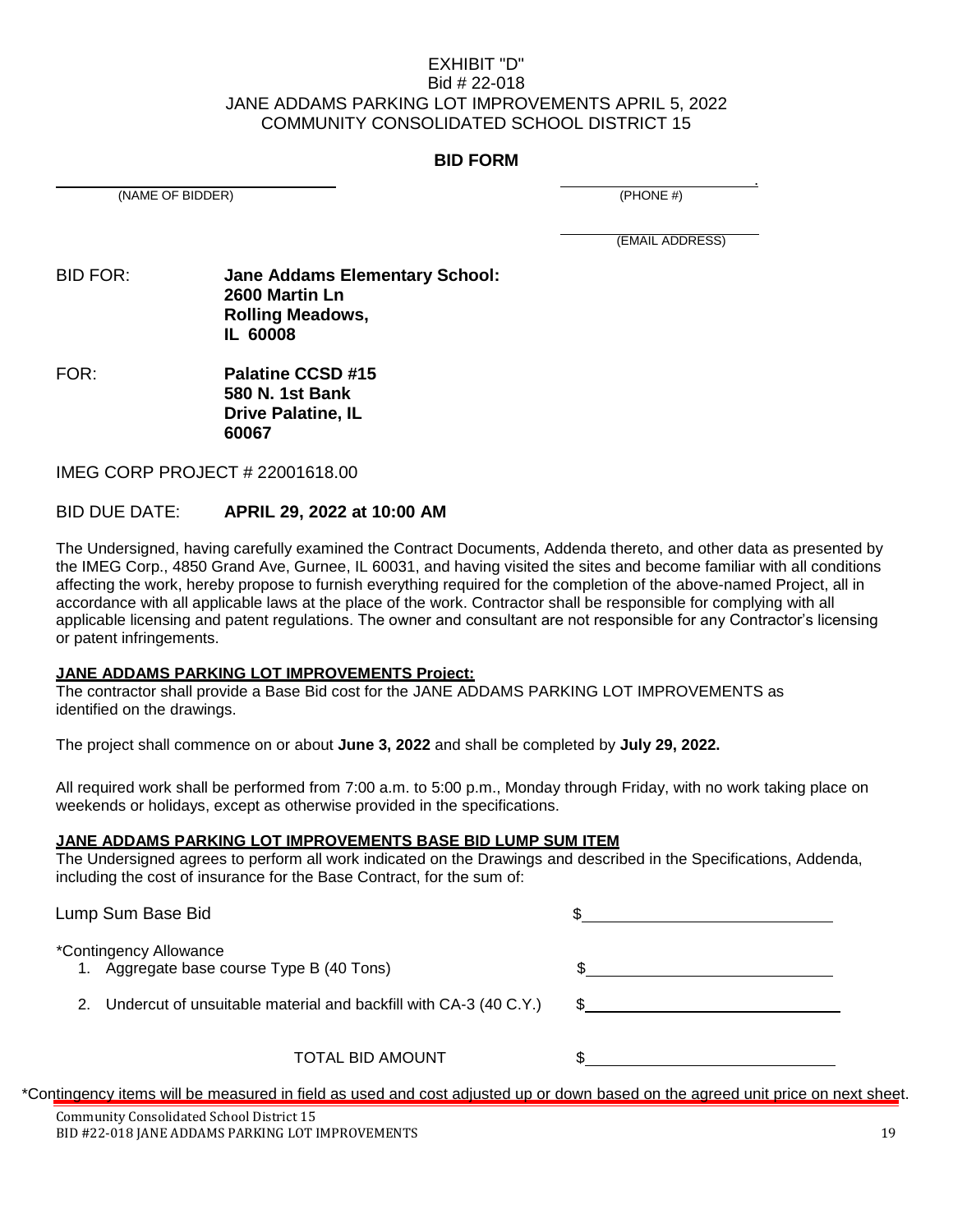EXHIBIT "D"
Bid # 22-018
JANE ADDAMS PARKING LOT IMPROVEMENTS APRIL 5, 2022
COMMUNITY CONSOLIDATED SCHOOL DISTRICT 15

## BID FORM

______________________________ (NAME OF BIDDER)

______________________________ (PHONE #)

______________________________ (EMAIL ADDRESS)

BID FOR: **Jane Addams Elementary School: 2600 Martin Ln Rolling Meadows, IL 60008**

FOR: **Palatine CCSD #15 580 N. 1st Bank Drive Palatine, IL 60067**

IMEG CORP PROJECT # 22001618.00

BID DUE DATE: **APRIL 29, 2022 at 10:00 AM**

The Undersigned, having carefully examined the Contract Documents, Addenda thereto, and other data as presented by the IMEG Corp., 4850 Grand Ave, Gurnee, IL 60031, and having visited the sites and become familiar with all conditions affecting the work, hereby propose to furnish everything required for the completion of the above-named Project, all in accordance with all applicable laws at the place of the work. Contractor shall be responsible for complying with all applicable licensing and patent regulations. The owner and consultant are not responsible for any Contractor's licensing or patent infringements.

**JANE ADDAMS PARKING LOT IMPROVEMENTS Project:**

The contractor shall provide a Base Bid cost for the JANE ADDAMS PARKING LOT IMPROVEMENTS as identified on the drawings.

The project shall commence on or about **June 3, 2022** and shall be completed by **July 29, 2022.**

All required work shall be performed from 7:00 a.m. to 5:00 p.m., Monday through Friday, with no work taking place on weekends or holidays, except as otherwise provided in the specifications.

**JANE ADDAMS PARKING LOT IMPROVEMENTS BASE BID LUMP SUM ITEM**

The Undersigned agrees to perform all work indicated on the Drawings and described in the Specifications, Addenda, including the cost of insurance for the Base Contract, for the sum of:

| | |
|---|---|
| Lump Sum Base Bid | $__________________ |
| *Contingency Allowance | |
| 1. Aggregate base course Type B (40 Tons) | $__________________ |
| 2. Undercut of unsuitable material and backfill with CA-3 (40 C.Y.) | $__________________ |
| TOTAL BID AMOUNT | $__________________ |

*Contingency items will be measured in field as used and cost adjusted up or down based on the agreed unit price on next sheet.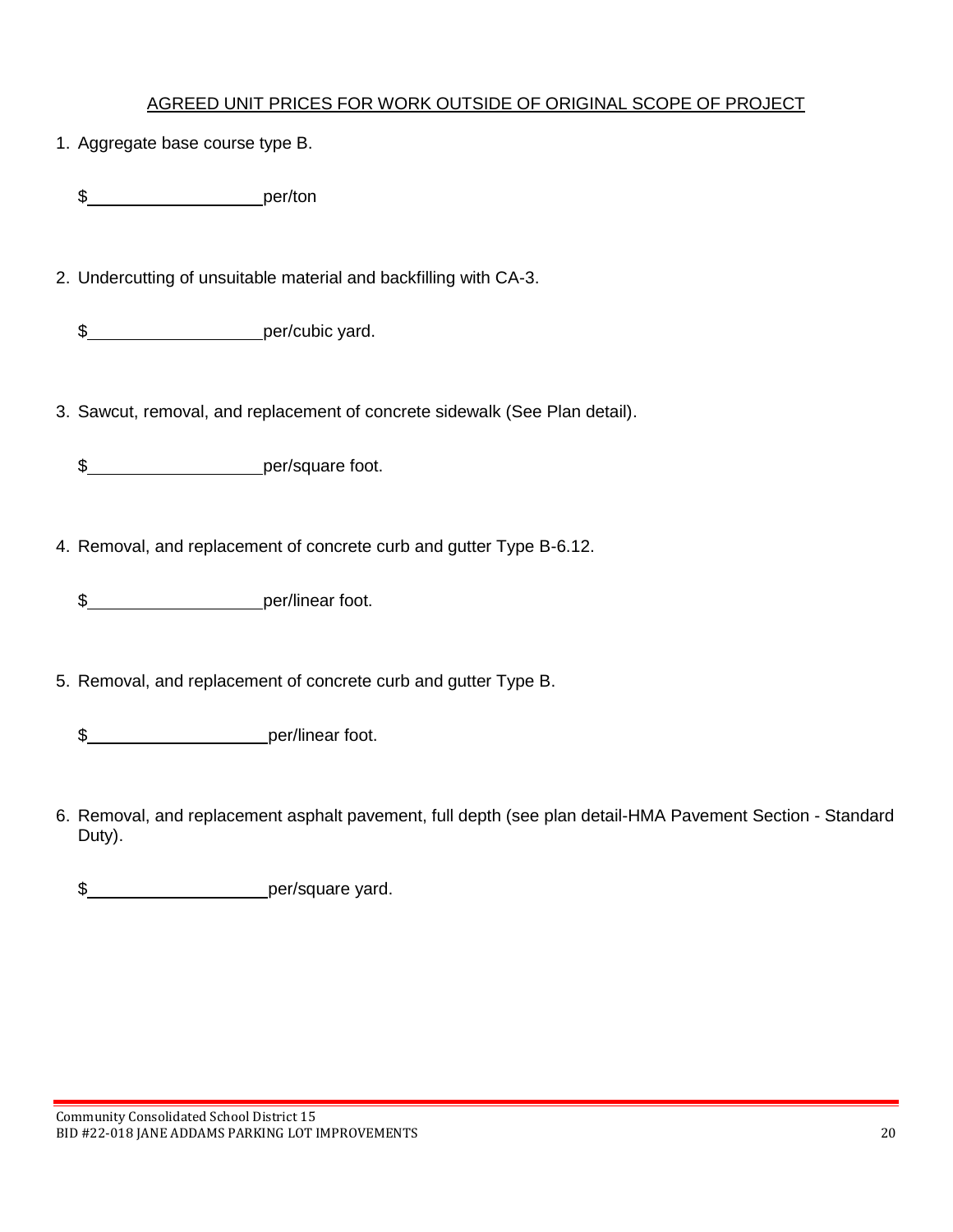<u>AGREED UNIT PRICES FOR WORK OUTSIDE OF ORIGINAL SCOPE OF PROJECT</u>

1. Aggregate base course type B.

   $\_\_\_\_\_\_\_\_\_\_\_\_\_\_\_\_\_\_\_\_per/ton

2. Undercutting of unsuitable material and backfilling with CA-3.

   $\_\_\_\_\_\_\_\_\_\_\_\_\_\_\_\_\_\_\_\_per/cubic yard.

3. Sawcut, removal, and replacement of concrete sidewalk (See Plan detail).

   $\_\_\_\_\_\_\_\_\_\_\_\_\_\_\_\_\_\_\_\_per/square foot.

4. Removal, and replacement of concrete curb and gutter Type B-6.12.

   $\_\_\_\_\_\_\_\_\_\_\_\_\_\_\_\_\_\_\_\_per/linear foot.

5. Removal, and replacement of concrete curb and gutter Type B.

   $\_\_\_\_\_\_\_\_\_\_\_\_\_\_\_\_\_\_\_\_per/linear foot.

6. Removal, and replacement asphalt pavement, full depth (see plan detail-HMA Pavement Section - Standard Duty).

   $\_\_\_\_\_\_\_\_\_\_\_\_\_\_\_\_\_\_\_\_per/square yard.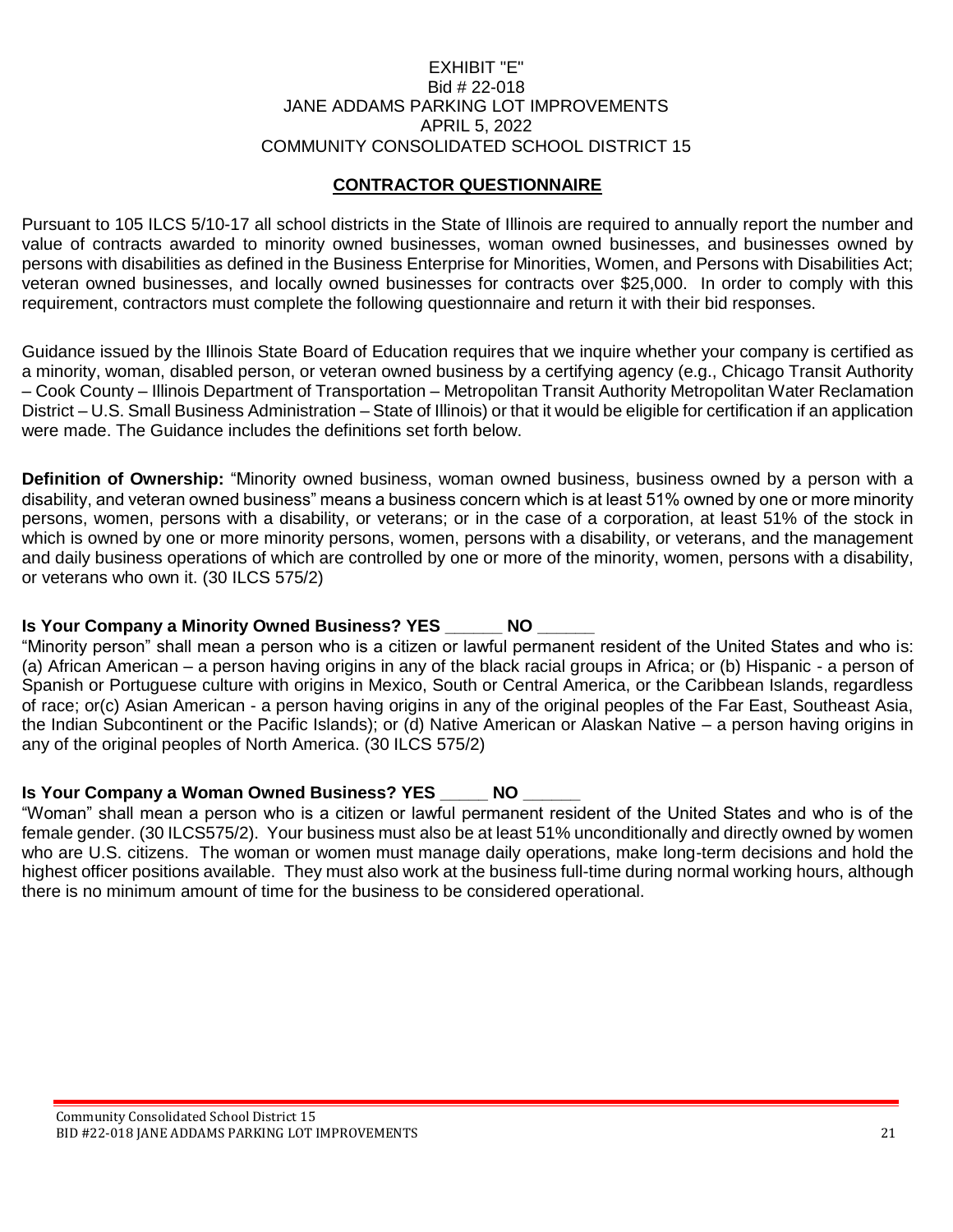EXHIBIT "E"
Bid # 22-018
JANE ADDAMS PARKING LOT IMPROVEMENTS
APRIL 5, 2022
COMMUNITY CONSOLIDATED SCHOOL DISTRICT 15

## CONTRACTOR QUESTIONNAIRE

Pursuant to 105 ILCS 5/10-17 all school districts in the State of Illinois are required to annually report the number and value of contracts awarded to minority owned businesses, woman owned businesses, and businesses owned by persons with disabilities as defined in the Business Enterprise for Minorities, Women, and Persons with Disabilities Act; veteran owned businesses, and locally owned businesses for contracts over $25,000. In order to comply with this requirement, contractors must complete the following questionnaire and return it with their bid responses.

Guidance issued by the Illinois State Board of Education requires that we inquire whether your company is certified as a minority, woman, disabled person, or veteran owned business by a certifying agency (e.g., Chicago Transit Authority – Cook County – Illinois Department of Transportation – Metropolitan Transit Authority Metropolitan Water Reclamation District – U.S. Small Business Administration – State of Illinois) or that it would be eligible for certification if an application were made. The Guidance includes the definitions set forth below.

**Definition of Ownership:** "Minority owned business, woman owned business, business owned by a person with a disability, and veteran owned business" means a business concern which is at least 51% owned by one or more minority persons, women, persons with a disability, or veterans; or in the case of a corporation, at least 51% of the stock in which is owned by one or more minority persons, women, persons with a disability, or veterans, and the management and daily business operations of which are controlled by one or more of the minority, women, persons with a disability, or veterans who own it. (30 ILCS 575/2)

**Is Your Company a Minority Owned Business? YES ______ NO ______**

"Minority person" shall mean a person who is a citizen or lawful permanent resident of the United States and who is: (a) African American – a person having origins in any of the black racial groups in Africa; or (b) Hispanic - a person of Spanish or Portuguese culture with origins in Mexico, South or Central America, or the Caribbean Islands, regardless of race; or(c) Asian American - a person having origins in any of the original peoples of the Far East, Southeast Asia, the Indian Subcontinent or the Pacific Islands); or (d) Native American or Alaskan Native – a person having origins in any of the original peoples of North America. (30 ILCS 575/2)

**Is Your Company a Woman Owned Business? YES _____ NO ______**

"Woman" shall mean a person who is a citizen or lawful permanent resident of the United States and who is of the female gender. (30 ILCS575/2). Your business must also be at least 51% unconditionally and directly owned by women who are U.S. citizens. The woman or women must manage daily operations, make long-term decisions and hold the highest officer positions available. They must also work at the business full-time during normal working hours, although there is no minimum amount of time for the business to be considered operational.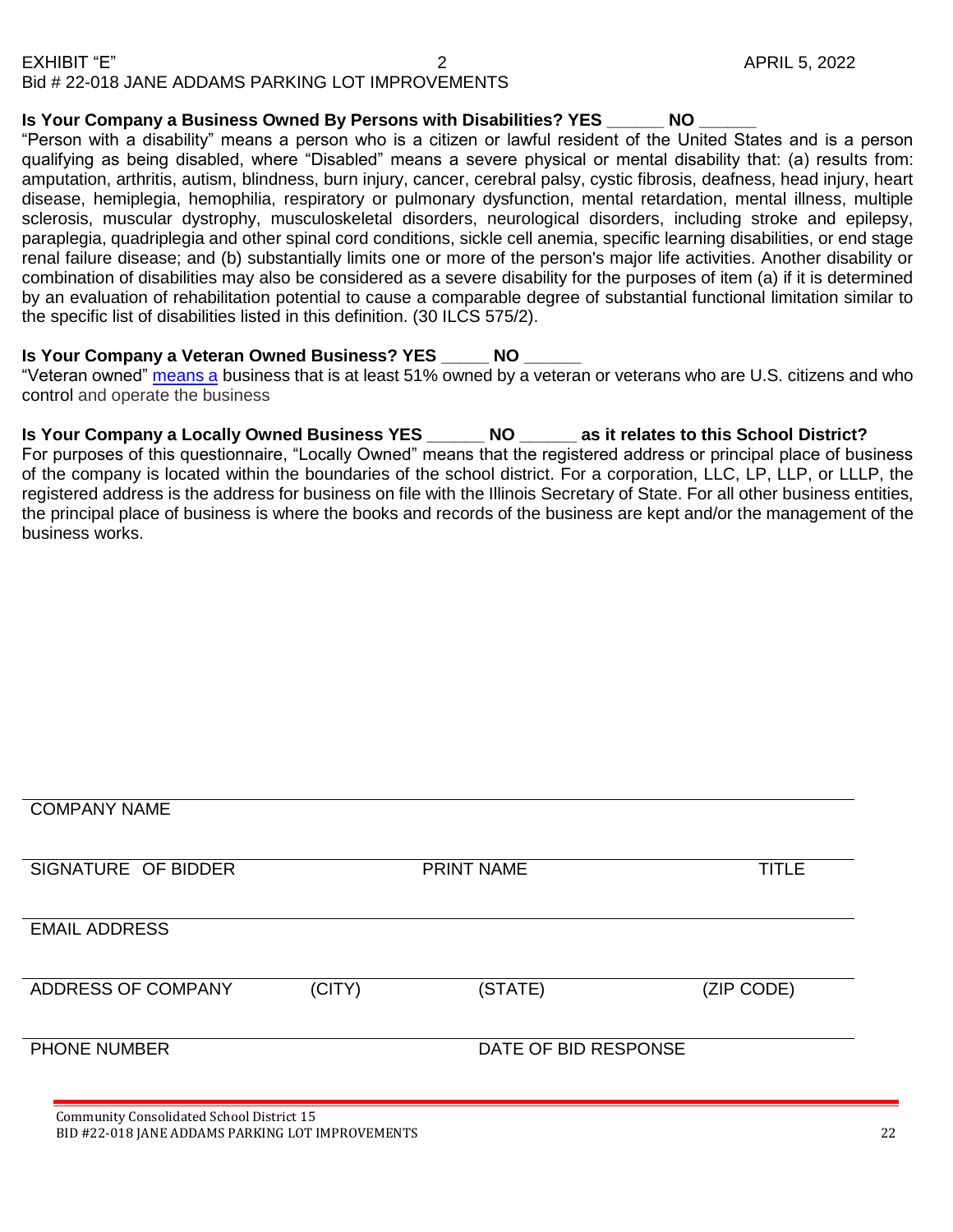EXHIBIT "E" 2 APRIL 5, 2022
Bid # 22-018 JANE ADDAMS PARKING LOT IMPROVEMENTS

**Is Your Company a Business Owned By Persons with Disabilities? YES ______ NO ______**

"Person with a disability" means a person who is a citizen or lawful resident of the United States and is a person qualifying as being disabled, where "Disabled" means a severe physical or mental disability that: (a) results from: amputation, arthritis, autism, blindness, burn injury, cancer, cerebral palsy, cystic fibrosis, deafness, head injury, heart disease, hemiplegia, hemophilia, respiratory or pulmonary dysfunction, mental retardation, mental illness, multiple sclerosis, muscular dystrophy, musculoskeletal disorders, neurological disorders, including stroke and epilepsy, paraplegia, quadriplegia and other spinal cord conditions, sickle cell anemia, specific learning disabilities, or end stage renal failure disease; and (b) substantially limits one or more of the person's major life activities. Another disability or combination of disabilities may also be considered as a severe disability for the purposes of item (a) if it is determined by an evaluation of rehabilitation potential to cause a comparable degree of substantial functional limitation similar to the specific list of disabilities listed in this definition. (30 ILCS 575/2).

**Is Your Company a Veteran Owned Business? YES _____ NO ______**

"Veteran owned" means a business that is at least 51% owned by a veteran or veterans who are U.S. citizens and who control and operate the business

**Is Your Company a Locally Owned Business YES ______ NO ______ as it relates to this School District?**

For purposes of this questionnaire, "Locally Owned" means that the registered address or principal place of business of the company is located within the boundaries of the school district. For a corporation, LLC, LP, LLP, or LLLP, the registered address is the address for business on file with the Illinois Secretary of State. For all other business entities, the principal place of business is where the books and records of the business are kept and/or the management of the business works.

COMPANY NAME

SIGNATURE OF BIDDER PRINT NAME TITLE

EMAIL ADDRESS

ADDRESS OF COMPANY (CITY) (STATE) (ZIP CODE)

PHONE NUMBER DATE OF BID RESPONSE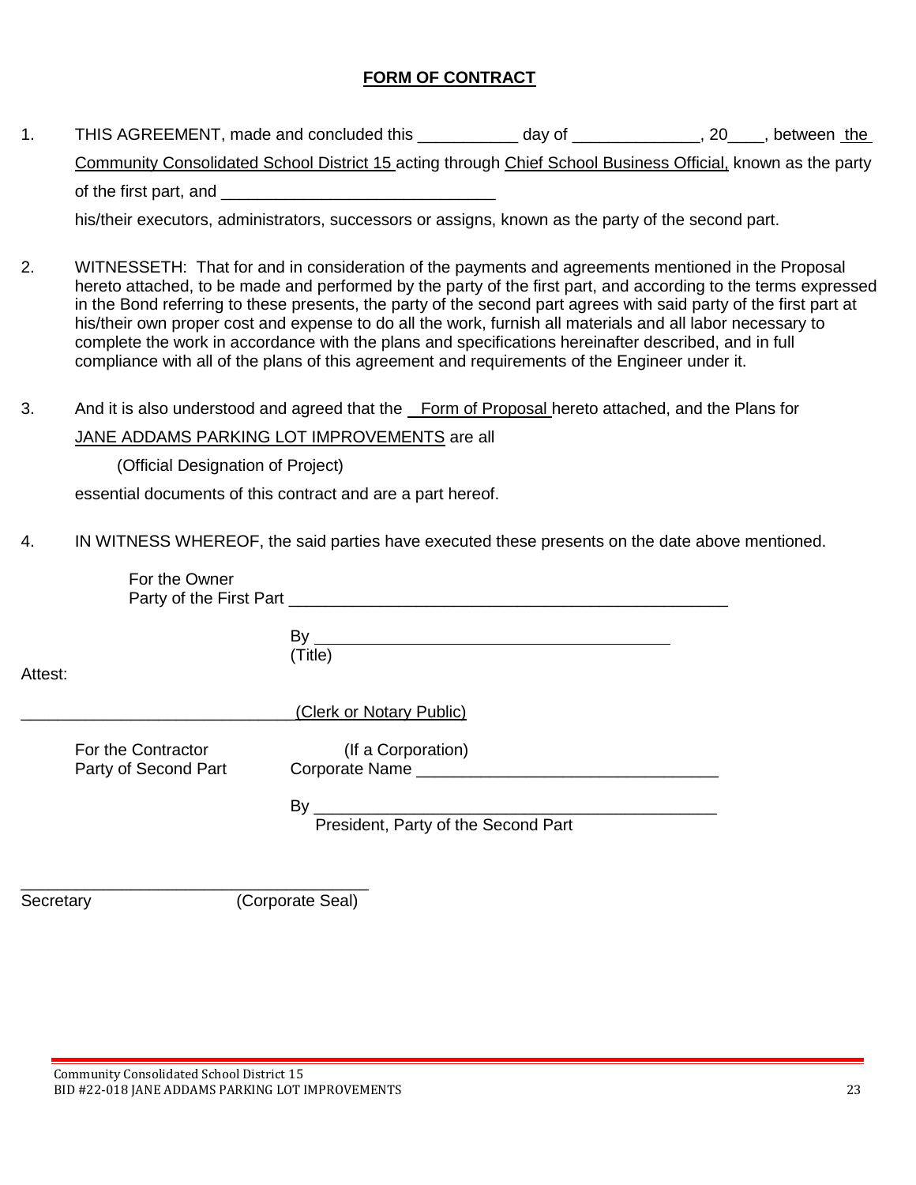## FORM OF CONTRACT

1. THIS AGREEMENT, made and concluded this ___________ day of ______________, 20____, between the Community Consolidated School District 15 acting through Chief School Business Official, known as the party of the first part, and ______________________________

   his/their executors, administrators, successors or assigns, known as the party of the second part.

2. WITNESSETH: That for and in consideration of the payments and agreements mentioned in the Proposal hereto attached, to be made and performed by the party of the first part, and according to the terms expressed in the Bond referring to these presents, the party of the second part agrees with said party of the first part at his/their own proper cost and expense to do all the work, furnish all materials and all labor necessary to complete the work in accordance with the plans and specifications hereinafter described, and in full compliance with all of the plans of this agreement and requirements of the Engineer under it.

3. And it is also understood and agreed that the Form of Proposal hereto attached, and the Plans for JANE ADDAMS PARKING LOT IMPROVEMENTS are all

   (Official Designation of Project)

   essential documents of this contract and are a part hereof.

4. IN WITNESS WHEREOF, the said parties have executed these presents on the date above mentioned.

For the Owner
Party of the First Part _______________________________________________

By _______________________________________
(Title)

Attest:

______________________________ (Clerk or Notary Public)

For the Contractor (If a Corporation)
Party of Second Part Corporate Name _________________________________

By ____________________________________________
President, Party of the Second Part

_____________________________________
Secretary (Corporate Seal)